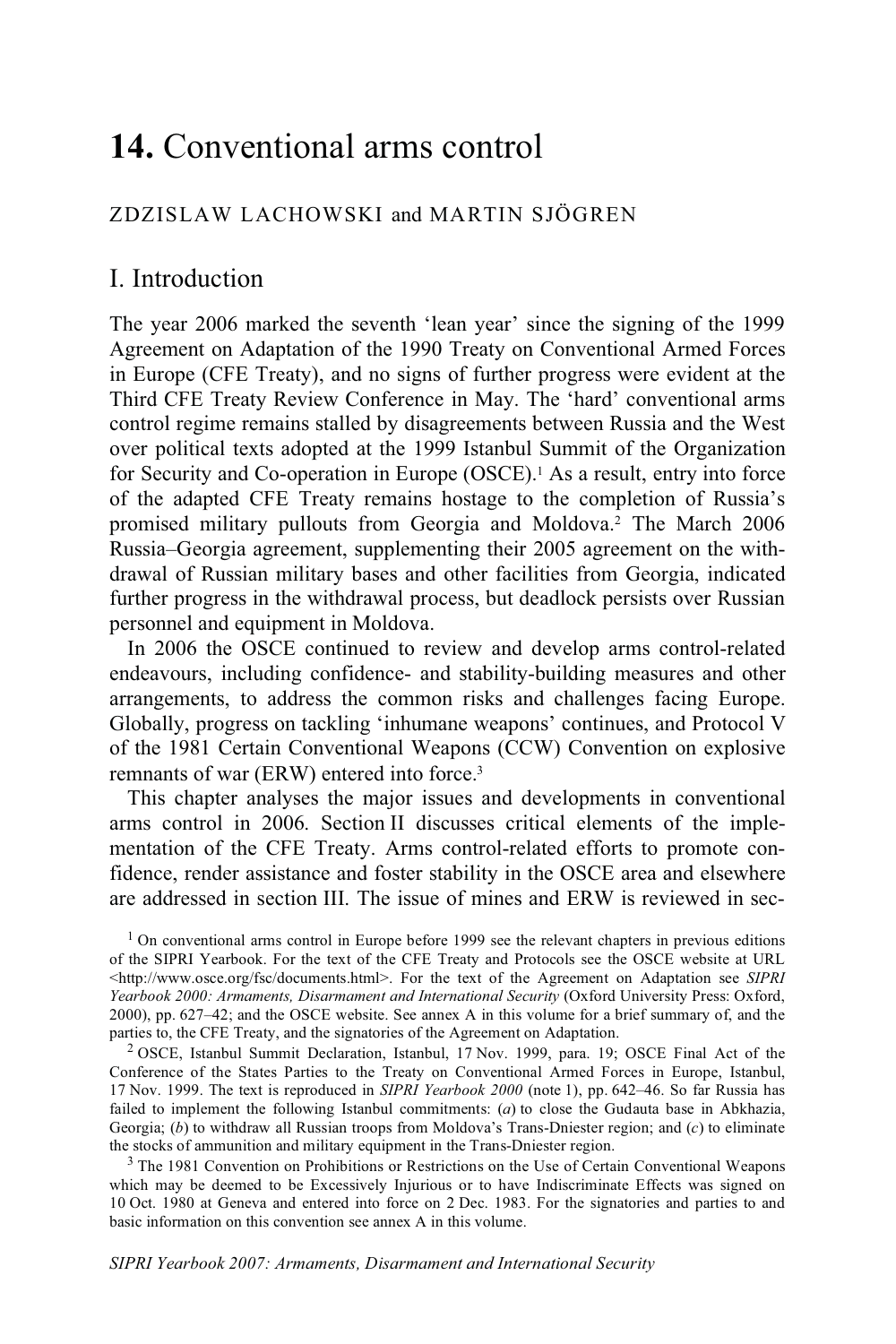# 14. Conventional arms control

ZDZISLAW LACHOWSKI and MARTIN SJÖGREN

## I. Introduction

The year 2006 marked the seventh 'lean year' since the signing of the 1999 Agreement on Adaptation of the 1990 Treaty on Conventional Armed Forces in Europe (CFE Treaty), and no signs of further progress were evident at the Third CFE Treaty Review Conference in May. The 'hard' conventional arms control regime remains stalled by disagreements between Russia and the West over political texts adopted at the 1999 Istanbul Summit of the Organization for Security and Co-operation in Europe (OSCE).[1] As a result, entry into force of the adapted CFE Treaty remains hostage to the completion of Russia's promised military pullouts from Georgia and Moldova.[2] The March 2006 Russia–Georgia agreement, supplementing their 2005 agreement on the withdrawal of Russian military bases and other facilities from Georgia, indicated further progress in the withdrawal process, but deadlock persists over Russian personnel and equipment in Moldova.

In 2006 the OSCE continued to review and develop arms control-related endeavours, including confidence- and stability-building measures and other arrangements, to address the common risks and challenges facing Europe. Globally, progress on tackling 'inhumane weapons' continues, and Protocol V of the 1981 Certain Conventional Weapons (CCW) Convention on explosive remnants of war (ERW) entered into force.[3]

This chapter analyses the major issues and developments in conventional arms control in 2006. Section II discusses critical elements of the implementation of the CFE Treaty. Arms control-related efforts to promote confidence, render assistance and foster stability in the OSCE area and elsewhere are addressed in section III. The issue of mines and ERW is reviewed in sec-

[1] On conventional arms control in Europe before 1999 see the relevant chapters in previous editions of the SIPRI Yearbook. For the text of the CFE Treaty and Protocols see the OSCE website at URL <http://www.osce.org/fsc/documents.html>. For the text of the Agreement on Adaptation see *SIPRI Yearbook 2000: Armaments, Disarmament and International Security* (Oxford University Press: Oxford, 2000), pp. 627–42; and the OSCE website. See annex A in this volume for a brief summary of, and the parties to, the CFE Treaty, and the signatories of the Agreement on Adaptation.

[2] OSCE, Istanbul Summit Declaration, Istanbul, 17 Nov. 1999, para. 19; OSCE Final Act of the Conference of the States Parties to the Treaty on Conventional Armed Forces in Europe, Istanbul, 17 Nov. 1999. The text is reproduced in *SIPRI Yearbook 2000* (note 1), pp. 642–46. So far Russia has failed to implement the following Istanbul commitments: (*a*) to close the Gudauta base in Abkhazia, Georgia; (*b*) to withdraw all Russian troops from Moldova's Trans-Dniester region; and (*c*) to eliminate the stocks of ammunition and military equipment in the Trans-Dniester region.

[3] The 1981 Convention on Prohibitions or Restrictions on the Use of Certain Conventional Weapons which may be deemed to be Excessively Injurious or to have Indiscriminate Effects was signed on 10 Oct. 1980 at Geneva and entered into force on 2 Dec. 1983. For the signatories and parties to and basic information on this convention see annex A in this volume.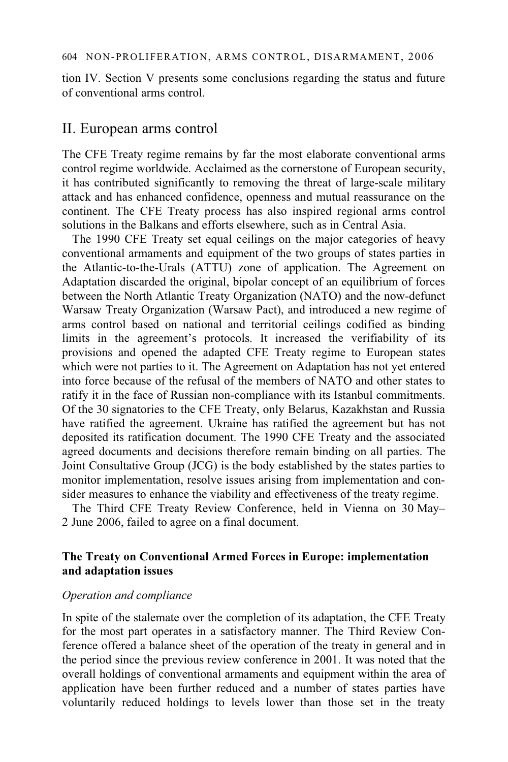tion IV. Section V presents some conclusions regarding the status and future of conventional arms control.

## II. European arms control

The CFE Treaty regime remains by far the most elaborate conventional arms control regime worldwide. Acclaimed as the cornerstone of European security, it has contributed significantly to removing the threat of large-scale military attack and has enhanced confidence, openness and mutual reassurance on the continent. The CFE Treaty process has also inspired regional arms control solutions in the Balkans and efforts elsewhere, such as in Central Asia.

The 1990 CFE Treaty set equal ceilings on the major categories of heavy conventional armaments and equipment of the two groups of states parties in the Atlantic-to-the-Urals (ATTU) zone of application. The Agreement on Adaptation discarded the original, bipolar concept of an equilibrium of forces between the North Atlantic Treaty Organization (NATO) and the now-defunct Warsaw Treaty Organization (Warsaw Pact), and introduced a new regime of arms control based on national and territorial ceilings codified as binding limits in the agreement's protocols. It increased the verifiability of its provisions and opened the adapted CFE Treaty regime to European states which were not parties to it. The Agreement on Adaptation has not yet entered into force because of the refusal of the members of NATO and other states to ratify it in the face of Russian non-compliance with its Istanbul commitments. Of the 30 signatories to the CFE Treaty, only Belarus, Kazakhstan and Russia have ratified the agreement. Ukraine has ratified the agreement but has not deposited its ratification document. The 1990 CFE Treaty and the associated agreed documents and decisions therefore remain binding on all parties. The Joint Consultative Group (JCG) is the body established by the states parties to monitor implementation, resolve issues arising from implementation and consider measures to enhance the viability and effectiveness of the treaty regime.

The Third CFE Treaty Review Conference, held in Vienna on 30 May–2 June 2006, failed to agree on a final document.

### The Treaty on Conventional Armed Forces in Europe: implementation and adaptation issues

*Operation and compliance*

In spite of the stalemate over the completion of its adaptation, the CFE Treaty for the most part operates in a satisfactory manner. The Third Review Conference offered a balance sheet of the operation of the treaty in general and in the period since the previous review conference in 2001. It was noted that the overall holdings of conventional armaments and equipment within the area of application have been further reduced and a number of states parties have voluntarily reduced holdings to levels lower than those set in the treaty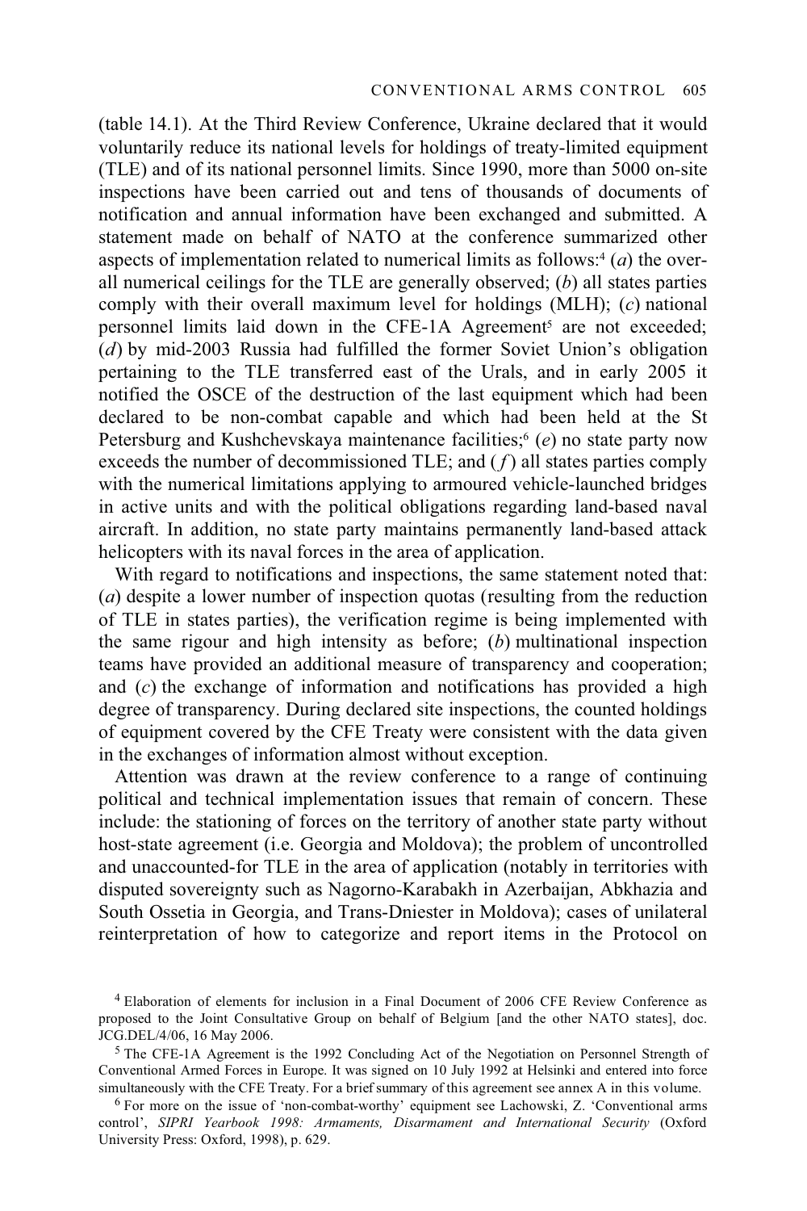(table 14.1). At the Third Review Conference, Ukraine declared that it would voluntarily reduce its national levels for holdings of treaty-limited equipment (TLE) and of its national personnel limits. Since 1990, more than 5000 on-site inspections have been carried out and tens of thousands of documents of notification and annual information have been exchanged and submitted. A statement made on behalf of NATO at the conference summarized other aspects of implementation related to numerical limits as follows:[4] (*a*) the overall numerical ceilings for the TLE are generally observed; (*b*) all states parties comply with their overall maximum level for holdings (MLH); (*c*) national personnel limits laid down in the CFE-1A Agreement[5] are not exceeded; (*d*) by mid-2003 Russia had fulfilled the former Soviet Union's obligation pertaining to the TLE transferred east of the Urals, and in early 2005 it notified the OSCE of the destruction of the last equipment which had been declared to be non-combat capable and which had been held at the St Petersburg and Kushchevskaya maintenance facilities;[6] (*e*) no state party now exceeds the number of decommissioned TLE; and (*f*) all states parties comply with the numerical limitations applying to armoured vehicle-launched bridges in active units and with the political obligations regarding land-based naval aircraft. In addition, no state party maintains permanently land-based attack helicopters with its naval forces in the area of application.

With regard to notifications and inspections, the same statement noted that: (*a*) despite a lower number of inspection quotas (resulting from the reduction of TLE in states parties), the verification regime is being implemented with the same rigour and high intensity as before; (*b*) multinational inspection teams have provided an additional measure of transparency and cooperation; and (*c*) the exchange of information and notifications has provided a high degree of transparency. During declared site inspections, the counted holdings of equipment covered by the CFE Treaty were consistent with the data given in the exchanges of information almost without exception.

Attention was drawn at the review conference to a range of continuing political and technical implementation issues that remain of concern. These include: the stationing of forces on the territory of another state party without host-state agreement (i.e. Georgia and Moldova); the problem of uncontrolled and unaccounted-for TLE in the area of application (notably in territories with disputed sovereignty such as Nagorno-Karabakh in Azerbaijan, Abkhazia and South Ossetia in Georgia, and Trans-Dniester in Moldova); cases of unilateral reinterpretation of how to categorize and report items in the Protocol on

[4] Elaboration of elements for inclusion in a Final Document of 2006 CFE Review Conference as proposed to the Joint Consultative Group on behalf of Belgium [and the other NATO states], doc. JCG.DEL/4/06, 16 May 2006.

[5] The CFE-1A Agreement is the 1992 Concluding Act of the Negotiation on Personnel Strength of Conventional Armed Forces in Europe. It was signed on 10 July 1992 at Helsinki and entered into force simultaneously with the CFE Treaty. For a brief summary of this agreement see annex A in this volume.

[6] For more on the issue of 'non-combat-worthy' equipment see Lachowski, Z. 'Conventional arms control', *SIPRI Yearbook 1998: Armaments, Disarmament and International Security* (Oxford University Press: Oxford, 1998), p. 629.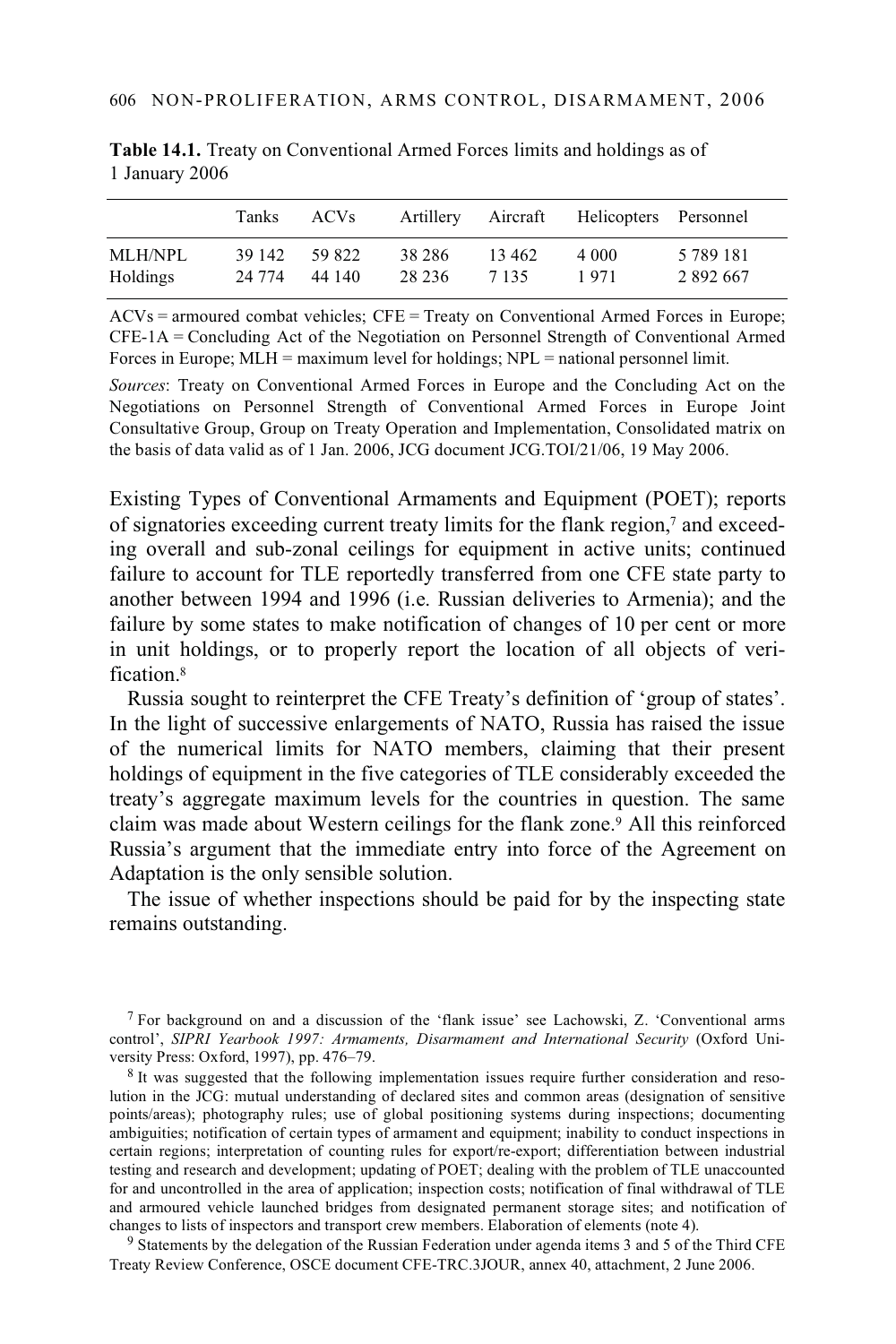**Table 14.1.** Treaty on Conventional Armed Forces limits and holdings as of 1 January 2006

| | Tanks | ACVs | Artillery | Aircraft | Helicopters | Personnel |
|---|---|---|---|---|---|---|
| MLH/NPL | 39 142 | 59 822 | 38 286 | 13 462 | 4 000 | 5 789 181 |
| Holdings | 24 774 | 44 140 | 28 236 | 7 135 | 1 971 | 2 892 667 |

ACVs = armoured combat vehicles; CFE = Treaty on Conventional Armed Forces in Europe; CFE-1A = Concluding Act of the Negotiation on Personnel Strength of Conventional Armed Forces in Europe; MLH = maximum level for holdings; NPL = national personnel limit.

*Sources*: Treaty on Conventional Armed Forces in Europe and the Concluding Act on the Negotiations on Personnel Strength of Conventional Armed Forces in Europe Joint Consultative Group, Group on Treaty Operation and Implementation, Consolidated matrix on the basis of data valid as of 1 Jan. 2006, JCG document JCG.TOI/21/06, 19 May 2006.

Existing Types of Conventional Armaments and Equipment (POET); reports of signatories exceeding current treaty limits for the flank region,[7] and exceeding overall and sub-zonal ceilings for equipment in active units; continued failure to account for TLE reportedly transferred from one CFE state party to another between 1994 and 1996 (i.e. Russian deliveries to Armenia); and the failure by some states to make notification of changes of 10 per cent or more in unit holdings, or to properly report the location of all objects of verification.[8]

Russia sought to reinterpret the CFE Treaty's definition of 'group of states'. In the light of successive enlargements of NATO, Russia has raised the issue of the numerical limits for NATO members, claiming that their present holdings of equipment in the five categories of TLE considerably exceeded the treaty's aggregate maximum levels for the countries in question. The same claim was made about Western ceilings for the flank zone.[9] All this reinforced Russia's argument that the immediate entry into force of the Agreement on Adaptation is the only sensible solution.

The issue of whether inspections should be paid for by the inspecting state remains outstanding.

[7] For background on and a discussion of the 'flank issue' see Lachowski, Z. 'Conventional arms control', *SIPRI Yearbook 1997: Armaments, Disarmament and International Security* (Oxford University Press: Oxford, 1997), pp. 476–79.

[8] It was suggested that the following implementation issues require further consideration and resolution in the JCG: mutual understanding of declared sites and common areas (designation of sensitive points/areas); photography rules; use of global positioning systems during inspections; documenting ambiguities; notification of certain types of armament and equipment; inability to conduct inspections in certain regions; interpretation of counting rules for export/re-export; differentiation between industrial testing and research and development; updating of POET; dealing with the problem of TLE unaccounted for and uncontrolled in the area of application; inspection costs; notification of final withdrawal of TLE and armoured vehicle launched bridges from designated permanent storage sites; and notification of changes to lists of inspectors and transport crew members. Elaboration of elements (note 4).

[9] Statements by the delegation of the Russian Federation under agenda items 3 and 5 of the Third CFE Treaty Review Conference, OSCE document CFE-TRC.3JOUR, annex 40, attachment, 2 June 2006.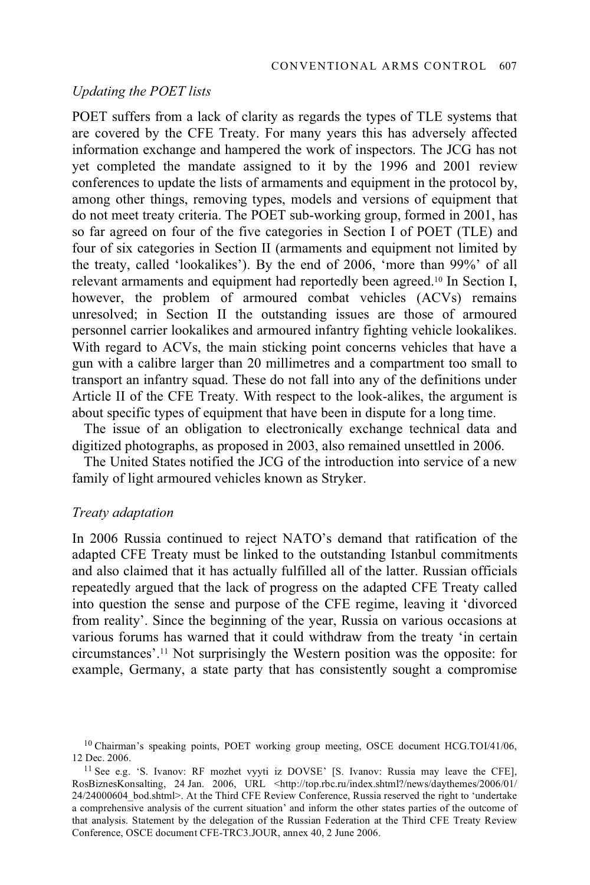*Updating the POET lists*

POET suffers from a lack of clarity as regards the types of TLE systems that are covered by the CFE Treaty. For many years this has adversely affected information exchange and hampered the work of inspectors. The JCG has not yet completed the mandate assigned to it by the 1996 and 2001 review conferences to update the lists of armaments and equipment in the protocol by, among other things, removing types, models and versions of equipment that do not meet treaty criteria. The POET sub-working group, formed in 2001, has so far agreed on four of the five categories in Section I of POET (TLE) and four of six categories in Section II (armaments and equipment not limited by the treaty, called 'lookalikes'). By the end of 2006, 'more than 99%' of all relevant armaments and equipment had reportedly been agreed.[10] In Section I, however, the problem of armoured combat vehicles (ACVs) remains unresolved; in Section II the outstanding issues are those of armoured personnel carrier lookalikes and armoured infantry fighting vehicle lookalikes. With regard to ACVs, the main sticking point concerns vehicles that have a gun with a calibre larger than 20 millimetres and a compartment too small to transport an infantry squad. These do not fall into any of the definitions under Article II of the CFE Treaty. With respect to the look-alikes, the argument is about specific types of equipment that have been in dispute for a long time.

The issue of an obligation to electronically exchange technical data and digitized photographs, as proposed in 2003, also remained unsettled in 2006.

The United States notified the JCG of the introduction into service of a new family of light armoured vehicles known as Stryker.

*Treaty adaptation*

In 2006 Russia continued to reject NATO's demand that ratification of the adapted CFE Treaty must be linked to the outstanding Istanbul commitments and also claimed that it has actually fulfilled all of the latter. Russian officials repeatedly argued that the lack of progress on the adapted CFE Treaty called into question the sense and purpose of the CFE regime, leaving it 'divorced from reality'. Since the beginning of the year, Russia on various occasions at various forums has warned that it could withdraw from the treaty 'in certain circumstances'.[11] Not surprisingly the Western position was the opposite: for example, Germany, a state party that has consistently sought a compromise

[10] Chairman's speaking points, POET working group meeting, OSCE document HCG.TOI/41/06, 12 Dec. 2006.

[11] See e.g. 'S. Ivanov: RF mozhet vyyti iz DOVSE' [S. Ivanov: Russia may leave the CFE], RosBiznesKonsalting, 24 Jan. 2006, URL <http://top.rbc.ru/index.shtml?/news/daythemes/2006/01/24/24000604_bod.shtml>. At the Third CFE Review Conference, Russia reserved the right to 'undertake a comprehensive analysis of the current situation' and inform the other states parties of the outcome of that analysis. Statement by the delegation of the Russian Federation at the Third CFE Treaty Review Conference, OSCE document CFE-TRC3.JOUR, annex 40, 2 June 2006.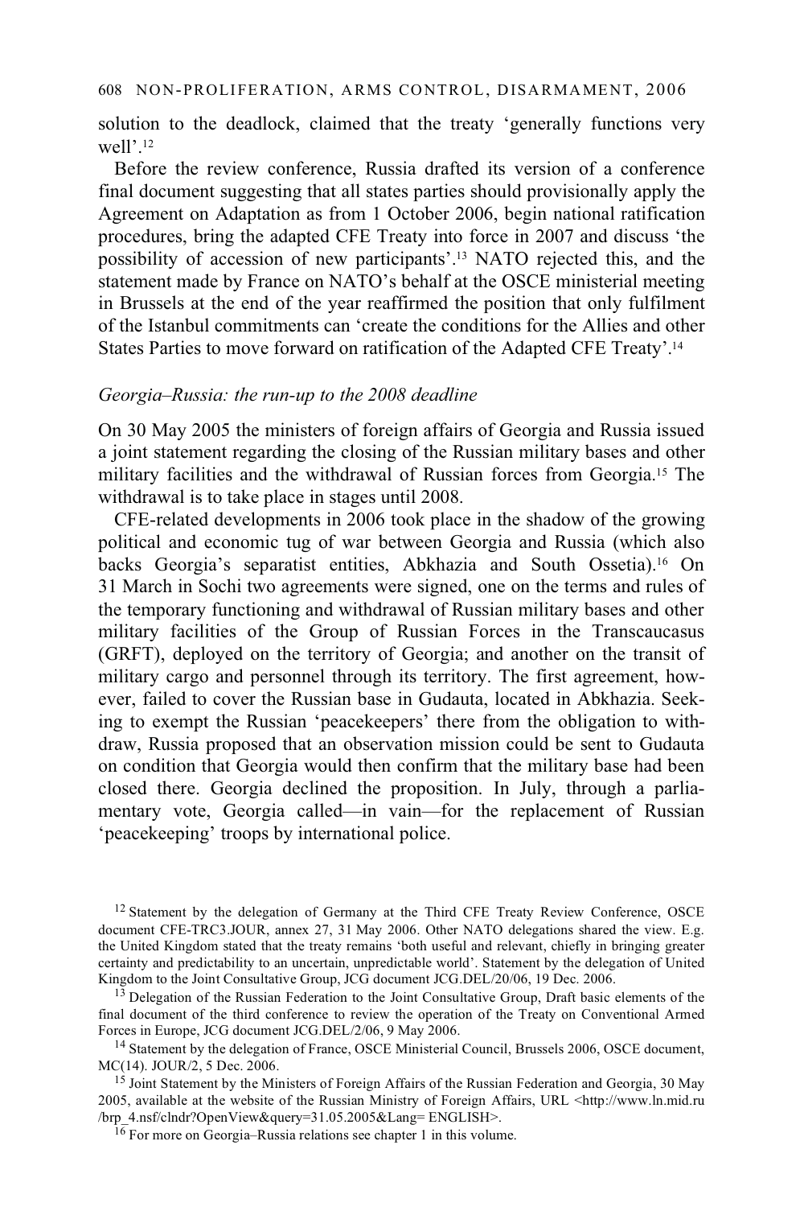solution to the deadlock, claimed that the treaty 'generally functions very well'.[12]

Before the review conference, Russia drafted its version of a conference final document suggesting that all states parties should provisionally apply the Agreement on Adaptation as from 1 October 2006, begin national ratification procedures, bring the adapted CFE Treaty into force in 2007 and discuss 'the possibility of accession of new participants'.[13] NATO rejected this, and the statement made by France on NATO's behalf at the OSCE ministerial meeting in Brussels at the end of the year reaffirmed the position that only fulfilment of the Istanbul commitments can 'create the conditions for the Allies and other States Parties to move forward on ratification of the Adapted CFE Treaty'.[14]

*Georgia–Russia: the run-up to the 2008 deadline*

On 30 May 2005 the ministers of foreign affairs of Georgia and Russia issued a joint statement regarding the closing of the Russian military bases and other military facilities and the withdrawal of Russian forces from Georgia.[15] The withdrawal is to take place in stages until 2008.

CFE-related developments in 2006 took place in the shadow of the growing political and economic tug of war between Georgia and Russia (which also backs Georgia's separatist entities, Abkhazia and South Ossetia).[16] On 31 March in Sochi two agreements were signed, one on the terms and rules of the temporary functioning and withdrawal of Russian military bases and other military facilities of the Group of Russian Forces in the Transcaucasus (GRFT), deployed on the territory of Georgia; and another on the transit of military cargo and personnel through its territory. The first agreement, however, failed to cover the Russian base in Gudauta, located in Abkhazia. Seeking to exempt the Russian 'peacekeepers' there from the obligation to withdraw, Russia proposed that an observation mission could be sent to Gudauta on condition that Georgia would then confirm that the military base had been closed there. Georgia declined the proposition. In July, through a parliamentary vote, Georgia called—in vain—for the replacement of Russian 'peacekeeping' troops by international police.

[12] Statement by the delegation of Germany at the Third CFE Treaty Review Conference, OSCE document CFE-TRC3.JOUR, annex 27, 31 May 2006. Other NATO delegations shared the view. E.g. the United Kingdom stated that the treaty remains 'both useful and relevant, chiefly in bringing greater certainty and predictability to an uncertain, unpredictable world'. Statement by the delegation of United Kingdom to the Joint Consultative Group, JCG document JCG.DEL/20/06, 19 Dec. 2006.

[13] Delegation of the Russian Federation to the Joint Consultative Group, Draft basic elements of the final document of the third conference to review the operation of the Treaty on Conventional Armed Forces in Europe, JCG document JCG.DEL/2/06, 9 May 2006.

[14] Statement by the delegation of France, OSCE Ministerial Council, Brussels 2006, OSCE document, MC(14). JOUR/2, 5 Dec. 2006.

[15] Joint Statement by the Ministers of Foreign Affairs of the Russian Federation and Georgia, 30 May 2005, available at the website of the Russian Ministry of Foreign Affairs, URL <http://www.ln.mid.ru/brp_4.nsf/clndr?OpenView&query=31.05.2005&Lang= ENGLISH>.

[16] For more on Georgia–Russia relations see chapter 1 in this volume.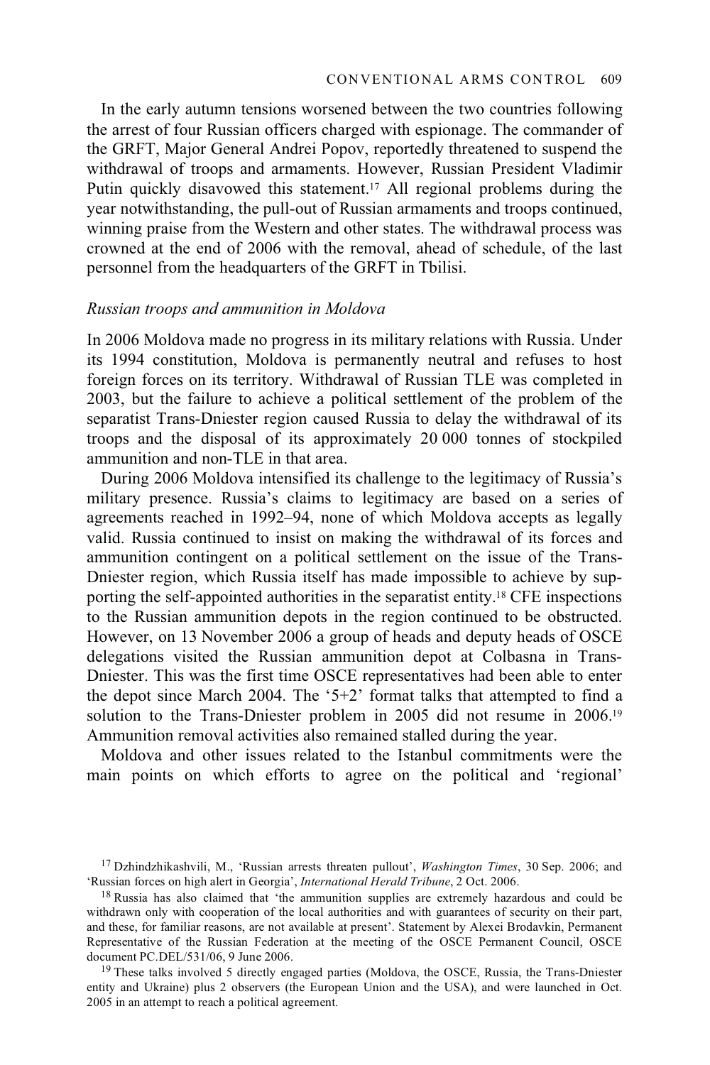In the early autumn tensions worsened between the two countries following the arrest of four Russian officers charged with espionage. The commander of the GRFT, Major General Andrei Popov, reportedly threatened to suspend the withdrawal of troops and armaments. However, Russian President Vladimir Putin quickly disavowed this statement.[17] All regional problems during the year notwithstanding, the pull-out of Russian armaments and troops continued, winning praise from the Western and other states. The withdrawal process was crowned at the end of 2006 with the removal, ahead of schedule, of the last personnel from the headquarters of the GRFT in Tbilisi.

*Russian troops and ammunition in Moldova*

In 2006 Moldova made no progress in its military relations with Russia. Under its 1994 constitution, Moldova is permanently neutral and refuses to host foreign forces on its territory. Withdrawal of Russian TLE was completed in 2003, but the failure to achieve a political settlement of the problem of the separatist Trans-Dniester region caused Russia to delay the withdrawal of its troops and the disposal of its approximately 20 000 tonnes of stockpiled ammunition and non-TLE in that area.

During 2006 Moldova intensified its challenge to the legitimacy of Russia's military presence. Russia's claims to legitimacy are based on a series of agreements reached in 1992–94, none of which Moldova accepts as legally valid. Russia continued to insist on making the withdrawal of its forces and ammunition contingent on a political settlement on the issue of the Trans-Dniester region, which Russia itself has made impossible to achieve by supporting the self-appointed authorities in the separatist entity.[18] CFE inspections to the Russian ammunition depots in the region continued to be obstructed. However, on 13 November 2006 a group of heads and deputy heads of OSCE delegations visited the Russian ammunition depot at Colbasna in Trans-Dniester. This was the first time OSCE representatives had been able to enter the depot since March 2004. The '5+2' format talks that attempted to find a solution to the Trans-Dniester problem in 2005 did not resume in 2006.[19] Ammunition removal activities also remained stalled during the year.

Moldova and other issues related to the Istanbul commitments were the main points on which efforts to agree on the political and 'regional'

---

[17] Dzhindzhikashvili, M., 'Russian arrests threaten pullout', *Washington Times*, 30 Sep. 2006; and 'Russian forces on high alert in Georgia', *International Herald Tribune*, 2 Oct. 2006.

[18] Russia has also claimed that 'the ammunition supplies are extremely hazardous and could be withdrawn only with cooperation of the local authorities and with guarantees of security on their part, and these, for familiar reasons, are not available at present'. Statement by Alexei Brodavkin, Permanent Representative of the Russian Federation at the meeting of the OSCE Permanent Council, OSCE document PC.DEL/531/06, 9 June 2006.

[19] These talks involved 5 directly engaged parties (Moldova, the OSCE, Russia, the Trans-Dniester entity and Ukraine) plus 2 observers (the European Union and the USA), and were launched in Oct. 2005 in an attempt to reach a political agreement.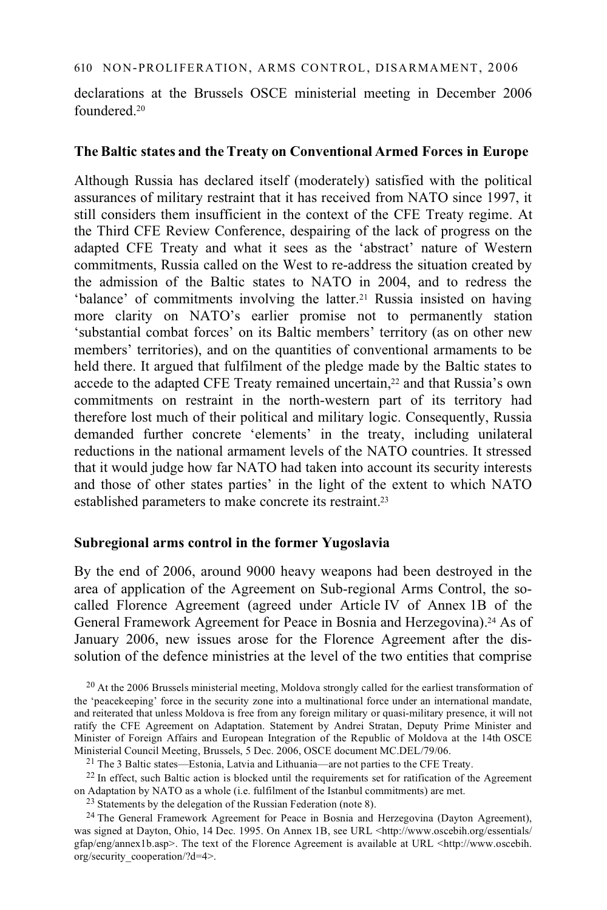declarations at the Brussels OSCE ministerial meeting in December 2006 foundered.[20]

### The Baltic states and the Treaty on Conventional Armed Forces in Europe

Although Russia has declared itself (moderately) satisfied with the political assurances of military restraint that it has received from NATO since 1997, it still considers them insufficient in the context of the CFE Treaty regime. At the Third CFE Review Conference, despairing of the lack of progress on the adapted CFE Treaty and what it sees as the 'abstract' nature of Western commitments, Russia called on the West to re-address the situation created by the admission of the Baltic states to NATO in 2004, and to redress the 'balance' of commitments involving the latter.[21] Russia insisted on having more clarity on NATO's earlier promise not to permanently station 'substantial combat forces' on its Baltic members' territory (as on other new members' territories), and on the quantities of conventional armaments to be held there. It argued that fulfilment of the pledge made by the Baltic states to accede to the adapted CFE Treaty remained uncertain,[22] and that Russia's own commitments on restraint in the north-western part of its territory had therefore lost much of their political and military logic. Consequently, Russia demanded further concrete 'elements' in the treaty, including unilateral reductions in the national armament levels of the NATO countries. It stressed that it would judge how far NATO had taken into account its security interests and those of other states parties' in the light of the extent to which NATO established parameters to make concrete its restraint.[23]

### Subregional arms control in the former Yugoslavia

By the end of 2006, around 9000 heavy weapons had been destroyed in the area of application of the Agreement on Sub-regional Arms Control, the so-called Florence Agreement (agreed under Article IV of Annex 1B of the General Framework Agreement for Peace in Bosnia and Herzegovina).[24] As of January 2006, new issues arose for the Florence Agreement after the dissolution of the defence ministries at the level of the two entities that comprise

---

[20] At the 2006 Brussels ministerial meeting, Moldova strongly called for the earliest transformation of the 'peacekeeping' force in the security zone into a multinational force under an international mandate, and reiterated that unless Moldova is free from any foreign military or quasi-military presence, it will not ratify the CFE Agreement on Adaptation. Statement by Andrei Stratan, Deputy Prime Minister and Minister of Foreign Affairs and European Integration of the Republic of Moldova at the 14th OSCE Ministerial Council Meeting, Brussels, 5 Dec. 2006, OSCE document MC.DEL/79/06.

[21] The 3 Baltic states—Estonia, Latvia and Lithuania—are not parties to the CFE Treaty.

[22] In effect, such Baltic action is blocked until the requirements set for ratification of the Agreement on Adaptation by NATO as a whole (i.e. fulfilment of the Istanbul commitments) are met.

[23] Statements by the delegation of the Russian Federation (note 8).

[24] The General Framework Agreement for Peace in Bosnia and Herzegovina (Dayton Agreement), was signed at Dayton, Ohio, 14 Dec. 1995. On Annex 1B, see URL <http://www.oscebih.org/essentials/gfap/eng/annex1b.asp>. The text of the Florence Agreement is available at URL <http://www.oscebih.org/security_cooperation/?d=4>.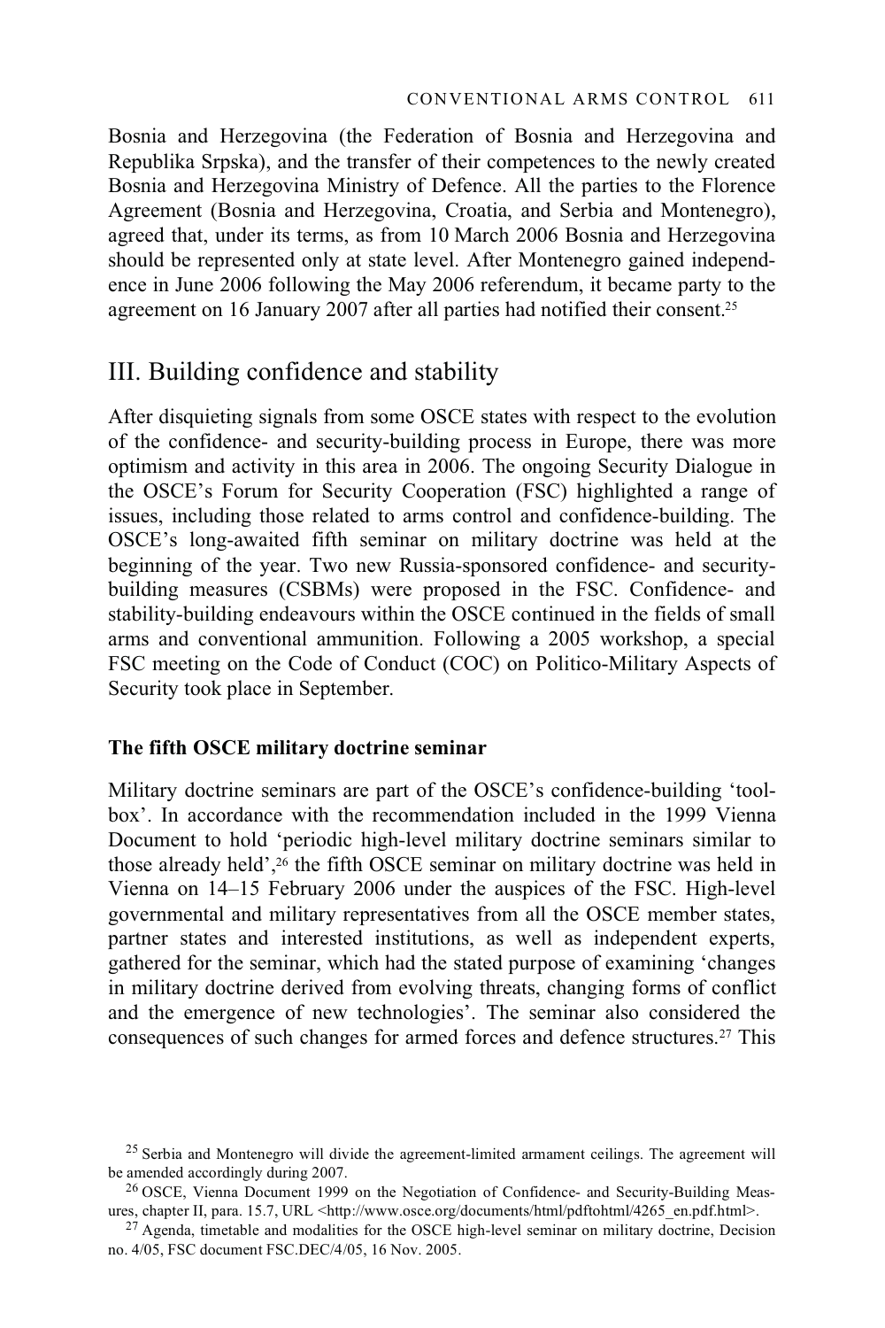Bosnia and Herzegovina (the Federation of Bosnia and Herzegovina and Republika Srpska), and the transfer of their competences to the newly created Bosnia and Herzegovina Ministry of Defence. All the parties to the Florence Agreement (Bosnia and Herzegovina, Croatia, and Serbia and Montenegro), agreed that, under its terms, as from 10 March 2006 Bosnia and Herzegovina should be represented only at state level. After Montenegro gained independence in June 2006 following the May 2006 referendum, it became party to the agreement on 16 January 2007 after all parties had notified their consent.[25]

## III. Building confidence and stability

After disquieting signals from some OSCE states with respect to the evolution of the confidence- and security-building process in Europe, there was more optimism and activity in this area in 2006. The ongoing Security Dialogue in the OSCE's Forum for Security Cooperation (FSC) highlighted a range of issues, including those related to arms control and confidence-building. The OSCE's long-awaited fifth seminar on military doctrine was held at the beginning of the year. Two new Russia-sponsored confidence- and security-building measures (CSBMs) were proposed in the FSC. Confidence- and stability-building endeavours within the OSCE continued in the fields of small arms and conventional ammunition. Following a 2005 workshop, a special FSC meeting on the Code of Conduct (COC) on Politico-Military Aspects of Security took place in September.

### The fifth OSCE military doctrine seminar

Military doctrine seminars are part of the OSCE's confidence-building 'toolbox'. In accordance with the recommendation included in the 1999 Vienna Document to hold 'periodic high-level military doctrine seminars similar to those already held',[26] the fifth OSCE seminar on military doctrine was held in Vienna on 14–15 February 2006 under the auspices of the FSC. High-level governmental and military representatives from all the OSCE member states, partner states and interested institutions, as well as independent experts, gathered for the seminar, which had the stated purpose of examining 'changes in military doctrine derived from evolving threats, changing forms of conflict and the emergence of new technologies'. The seminar also considered the consequences of such changes for armed forces and defence structures.[27] This

[25] Serbia and Montenegro will divide the agreement-limited armament ceilings. The agreement will be amended accordingly during 2007.

[26] OSCE, Vienna Document 1999 on the Negotiation of Confidence- and Security-Building Measures, chapter II, para. 15.7, URL <http://www.osce.org/documents/html/pdftohtml/4265_en.pdf.html>.

[27] Agenda, timetable and modalities for the OSCE high-level seminar on military doctrine, Decision no. 4/05, FSC document FSC.DEC/4/05, 16 Nov. 2005.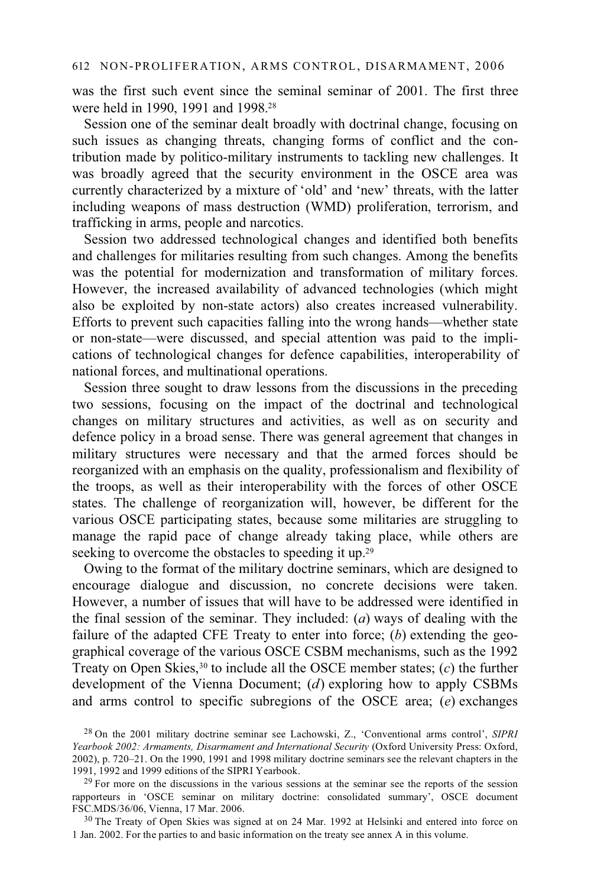was the first such event since the seminal seminar of 2001. The first three were held in 1990, 1991 and 1998.[28]

Session one of the seminar dealt broadly with doctrinal change, focusing on such issues as changing threats, changing forms of conflict and the contribution made by politico-military instruments to tackling new challenges. It was broadly agreed that the security environment in the OSCE area was currently characterized by a mixture of 'old' and 'new' threats, with the latter including weapons of mass destruction (WMD) proliferation, terrorism, and trafficking in arms, people and narcotics.

Session two addressed technological changes and identified both benefits and challenges for militaries resulting from such changes. Among the benefits was the potential for modernization and transformation of military forces. However, the increased availability of advanced technologies (which might also be exploited by non-state actors) also creates increased vulnerability. Efforts to prevent such capacities falling into the wrong hands—whether state or non-state—were discussed, and special attention was paid to the implications of technological changes for defence capabilities, interoperability of national forces, and multinational operations.

Session three sought to draw lessons from the discussions in the preceding two sessions, focusing on the impact of the doctrinal and technological changes on military structures and activities, as well as on security and defence policy in a broad sense. There was general agreement that changes in military structures were necessary and that the armed forces should be reorganized with an emphasis on the quality, professionalism and flexibility of the troops, as well as their interoperability with the forces of other OSCE states. The challenge of reorganization will, however, be different for the various OSCE participating states, because some militaries are struggling to manage the rapid pace of change already taking place, while others are seeking to overcome the obstacles to speeding it up.[29]

Owing to the format of the military doctrine seminars, which are designed to encourage dialogue and discussion, no concrete decisions were taken. However, a number of issues that will have to be addressed were identified in the final session of the seminar. They included: (*a*) ways of dealing with the failure of the adapted CFE Treaty to enter into force; (*b*) extending the geographical coverage of the various OSCE CSBM mechanisms, such as the 1992 Treaty on Open Skies,[30] to include all the OSCE member states; (*c*) the further development of the Vienna Document; (*d*) exploring how to apply CSBMs and arms control to specific subregions of the OSCE area; (*e*) exchanges

[28] On the 2001 military doctrine seminar see Lachowski, Z., 'Conventional arms control', *SIPRI Yearbook 2002: Armaments, Disarmament and International Security* (Oxford University Press: Oxford, 2002), p. 720–21. On the 1990, 1991 and 1998 military doctrine seminars see the relevant chapters in the 1991, 1992 and 1999 editions of the SIPRI Yearbook.

[29] For more on the discussions in the various sessions at the seminar see the reports of the session rapporteurs in 'OSCE seminar on military doctrine: consolidated summary', OSCE document FSC.MDS/36/06, Vienna, 17 Mar. 2006.

[30] The Treaty of Open Skies was signed at on 24 Mar. 1992 at Helsinki and entered into force on 1 Jan. 2002. For the parties to and basic information on the treaty see annex A in this volume.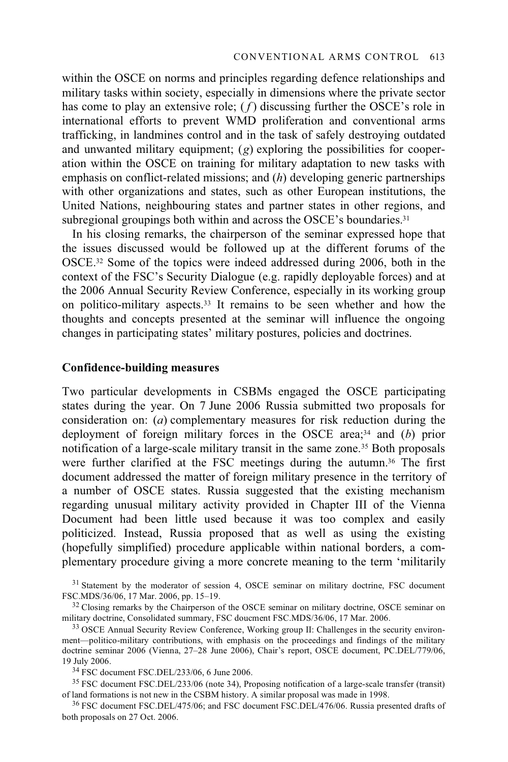within the OSCE on norms and principles regarding defence relationships and military tasks within society, especially in dimensions where the private sector has come to play an extensive role; (*f*) discussing further the OSCE's role in international efforts to prevent WMD proliferation and conventional arms trafficking, in landmines control and in the task of safely destroying outdated and unwanted military equipment; (*g*) exploring the possibilities for cooperation within the OSCE on training for military adaptation to new tasks with emphasis on conflict-related missions; and (*h*) developing generic partnerships with other organizations and states, such as other European institutions, the United Nations, neighbouring states and partner states in other regions, and subregional groupings both within and across the OSCE's boundaries.[31]

In his closing remarks, the chairperson of the seminar expressed hope that the issues discussed would be followed up at the different forums of the OSCE.[32] Some of the topics were indeed addressed during 2006, both in the context of the FSC's Security Dialogue (e.g. rapidly deployable forces) and at the 2006 Annual Security Review Conference, especially in its working group on politico-military aspects.[33] It remains to be seen whether and how the thoughts and concepts presented at the seminar will influence the ongoing changes in participating states' military postures, policies and doctrines.

## Confidence-building measures

Two particular developments in CSBMs engaged the OSCE participating states during the year. On 7 June 2006 Russia submitted two proposals for consideration on: (*a*) complementary measures for risk reduction during the deployment of foreign military forces in the OSCE area;[34] and (*b*) prior notification of a large-scale military transit in the same zone.[35] Both proposals were further clarified at the FSC meetings during the autumn.[36] The first document addressed the matter of foreign military presence in the territory of a number of OSCE states. Russia suggested that the existing mechanism regarding unusual military activity provided in Chapter III of the Vienna Document had been little used because it was too complex and easily politicized. Instead, Russia proposed that as well as using the existing (hopefully simplified) procedure applicable within national borders, a complementary procedure giving a more concrete meaning to the term 'militarily

[31] Statement by the moderator of session 4, OSCE seminar on military doctrine, FSC document FSC.MDS/36/06, 17 Mar. 2006, pp. 15–19.

[32] Closing remarks by the Chairperson of the OSCE seminar on military doctrine, OSCE seminar on military doctrine, Consolidated summary, FSC doucment FSC.MDS/36/06, 17 Mar. 2006.

[33] OSCE Annual Security Review Conference, Working group II: Challenges in the security environment—politico-military contributions, with emphasis on the proceedings and findings of the military doctrine seminar 2006 (Vienna, 27–28 June 2006), Chair's report, OSCE document, PC.DEL/779/06, 19 July 2006.

[34] FSC document FSC.DEL/233/06, 6 June 2006.

[35] FSC document FSC.DEL/233/06 (note 34), Proposing notification of a large-scale transfer (transit) of land formations is not new in the CSBM history. A similar proposal was made in 1998.

[36] FSC document FSC.DEL/475/06; and FSC document FSC.DEL/476/06. Russia presented drafts of both proposals on 27 Oct. 2006.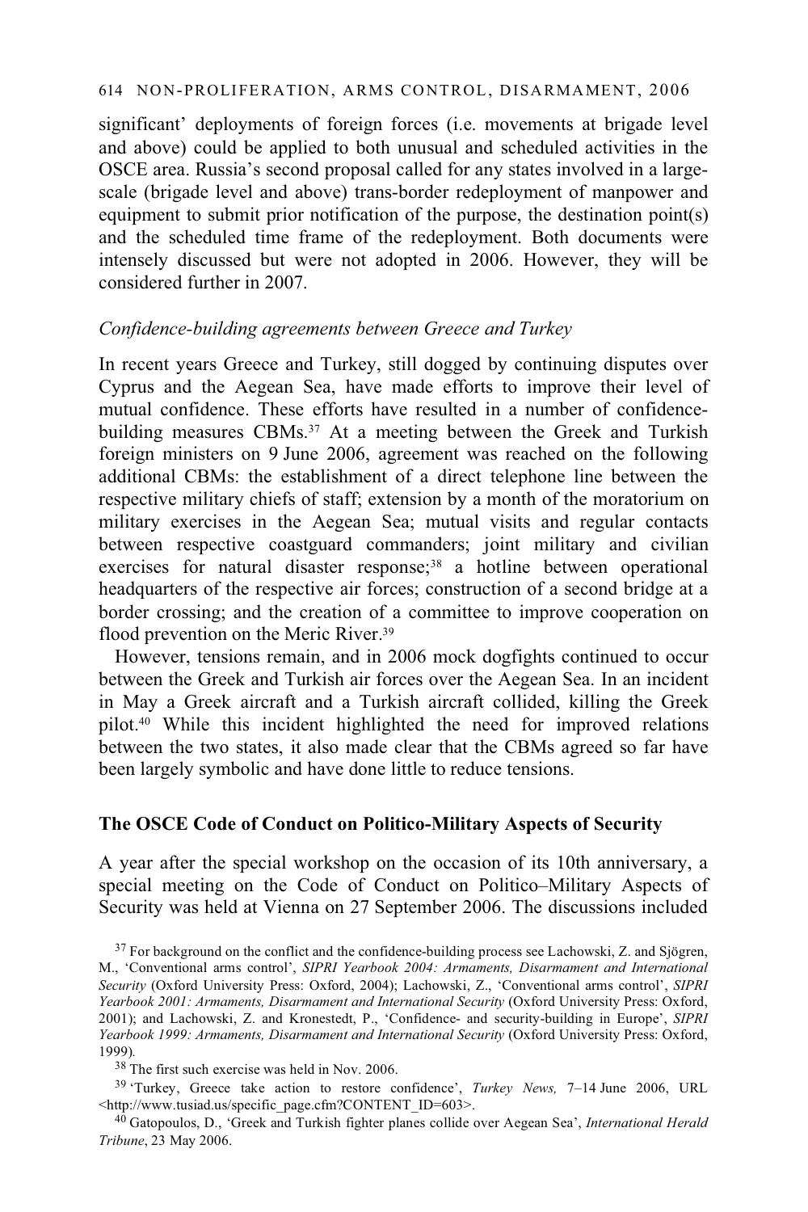significant' deployments of foreign forces (i.e. movements at brigade level and above) could be applied to both unusual and scheduled activities in the OSCE area. Russia's second proposal called for any states involved in a large-scale (brigade level and above) trans-border redeployment of manpower and equipment to submit prior notification of the purpose, the destination point(s) and the scheduled time frame of the redeployment. Both documents were intensely discussed but were not adopted in 2006. However, they will be considered further in 2007.

*Confidence-building agreements between Greece and Turkey*

In recent years Greece and Turkey, still dogged by continuing disputes over Cyprus and the Aegean Sea, have made efforts to improve their level of mutual confidence. These efforts have resulted in a number of confidence-building measures CBMs.[37] At a meeting between the Greek and Turkish foreign ministers on 9 June 2006, agreement was reached on the following additional CBMs: the establishment of a direct telephone line between the respective military chiefs of staff; extension by a month of the moratorium on military exercises in the Aegean Sea; mutual visits and regular contacts between respective coastguard commanders; joint military and civilian exercises for natural disaster response;[38] a hotline between operational headquarters of the respective air forces; construction of a second bridge at a border crossing; and the creation of a committee to improve cooperation on flood prevention on the Meric River.[39]

However, tensions remain, and in 2006 mock dogfights continued to occur between the Greek and Turkish air forces over the Aegean Sea. In an incident in May a Greek aircraft and a Turkish aircraft collided, killing the Greek pilot.[40] While this incident highlighted the need for improved relations between the two states, it also made clear that the CBMs agreed so far have been largely symbolic and have done little to reduce tensions.

## The OSCE Code of Conduct on Politico-Military Aspects of Security

A year after the special workshop on the occasion of its 10th anniversary, a special meeting on the Code of Conduct on Politico–Military Aspects of Security was held at Vienna on 27 September 2006. The discussions included

[37] For background on the conflict and the confidence-building process see Lachowski, Z. and Sjögren, M., 'Conventional arms control', *SIPRI Yearbook 2004: Armaments, Disarmament and International Security* (Oxford University Press: Oxford, 2004); Lachowski, Z., 'Conventional arms control', *SIPRI Yearbook 2001: Armaments, Disarmament and International Security* (Oxford University Press: Oxford, 2001); and Lachowski, Z. and Kronestedt, P., 'Confidence- and security-building in Europe', *SIPRI Yearbook 1999: Armaments, Disarmament and International Security* (Oxford University Press: Oxford, 1999).

[38] The first such exercise was held in Nov. 2006.

[39] 'Turkey, Greece take action to restore confidence', *Turkey News,* 7–14 June 2006, URL <http://www.tusiad.us/specific_page.cfm?CONTENT_ID=603>.

[40] Gatopoulos, D., 'Greek and Turkish fighter planes collide over Aegean Sea', *International Herald Tribune*, 23 May 2006.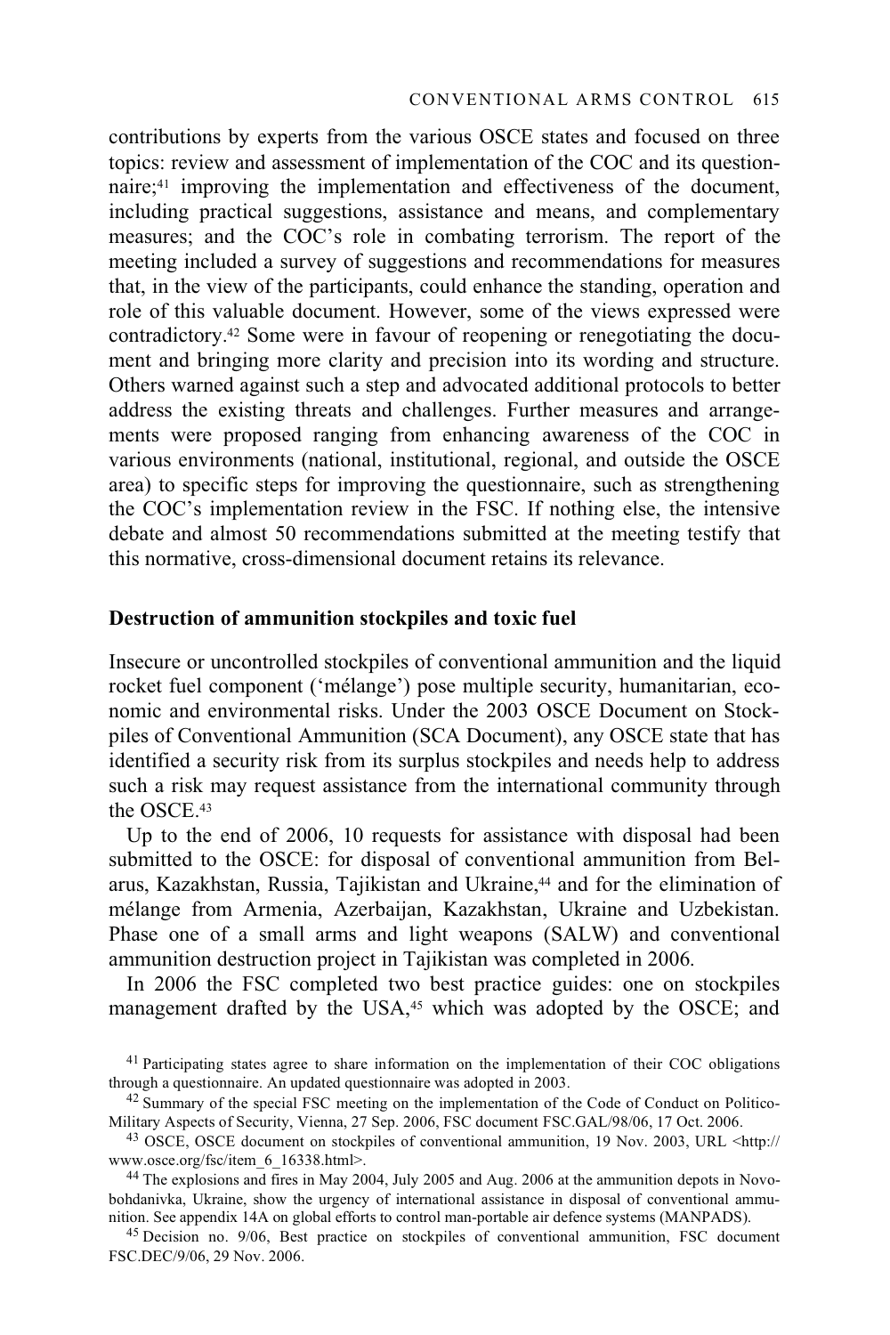contributions by experts from the various OSCE states and focused on three topics: review and assessment of implementation of the COC and its questionnaire;[41] improving the implementation and effectiveness of the document, including practical suggestions, assistance and means, and complementary measures; and the COC's role in combating terrorism. The report of the meeting included a survey of suggestions and recommendations for measures that, in the view of the participants, could enhance the standing, operation and role of this valuable document. However, some of the views expressed were contradictory.[42] Some were in favour of reopening or renegotiating the document and bringing more clarity and precision into its wording and structure. Others warned against such a step and advocated additional protocols to better address the existing threats and challenges. Further measures and arrangements were proposed ranging from enhancing awareness of the COC in various environments (national, institutional, regional, and outside the OSCE area) to specific steps for improving the questionnaire, such as strengthening the COC's implementation review in the FSC. If nothing else, the intensive debate and almost 50 recommendations submitted at the meeting testify that this normative, cross-dimensional document retains its relevance.

### Destruction of ammunition stockpiles and toxic fuel

Insecure or uncontrolled stockpiles of conventional ammunition and the liquid rocket fuel component ('mélange') pose multiple security, humanitarian, economic and environmental risks. Under the 2003 OSCE Document on Stockpiles of Conventional Ammunition (SCA Document), any OSCE state that has identified a security risk from its surplus stockpiles and needs help to address such a risk may request assistance from the international community through the OSCE.[43]

Up to the end of 2006, 10 requests for assistance with disposal had been submitted to the OSCE: for disposal of conventional ammunition from Belarus, Kazakhstan, Russia, Tajikistan and Ukraine,[44] and for the elimination of mélange from Armenia, Azerbaijan, Kazakhstan, Ukraine and Uzbekistan. Phase one of a small arms and light weapons (SALW) and conventional ammunition destruction project in Tajikistan was completed in 2006.

In 2006 the FSC completed two best practice guides: one on stockpiles management drafted by the USA,[45] which was adopted by the OSCE; and

---

[41] Participating states agree to share information on the implementation of their COC obligations through a questionnaire. An updated questionnaire was adopted in 2003.

[42] Summary of the special FSC meeting on the implementation of the Code of Conduct on Politico-Military Aspects of Security, Vienna, 27 Sep. 2006, FSC document FSC.GAL/98/06, 17 Oct. 2006.

[43] OSCE, OSCE document on stockpiles of conventional ammunition, 19 Nov. 2003, URL <http://www.osce.org/fsc/item_6_16338.html>.

[44] The explosions and fires in May 2004, July 2005 and Aug. 2006 at the ammunition depots in Novobohdanivka, Ukraine, show the urgency of international assistance in disposal of conventional ammunition. See appendix 14A on global efforts to control man-portable air defence systems (MANPADS).

[45] Decision no. 9/06, Best practice on stockpiles of conventional ammunition, FSC document FSC.DEC/9/06, 29 Nov. 2006.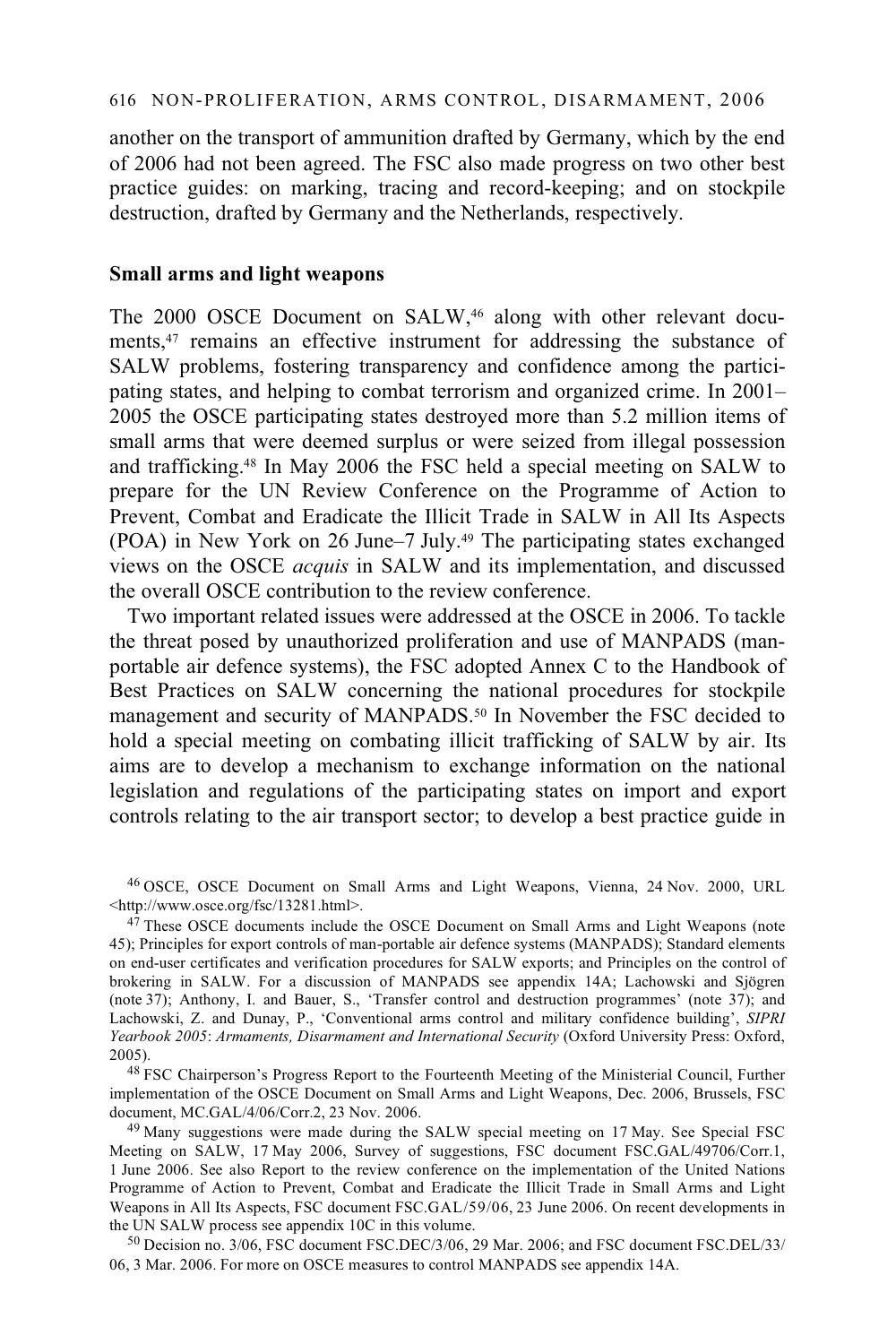another on the transport of ammunition drafted by Germany, which by the end of 2006 had not been agreed. The FSC also made progress on two other best practice guides: on marking, tracing and record-keeping; and on stockpile destruction, drafted by Germany and the Netherlands, respectively.

**Small arms and light weapons**

The 2000 OSCE Document on SALW,[46] along with other relevant documents,[47] remains an effective instrument for addressing the substance of SALW problems, fostering transparency and confidence among the participating states, and helping to combat terrorism and organized crime. In 2001–2005 the OSCE participating states destroyed more than 5.2 million items of small arms that were deemed surplus or were seized from illegal possession and trafficking.[48] In May 2006 the FSC held a special meeting on SALW to prepare for the UN Review Conference on the Programme of Action to Prevent, Combat and Eradicate the Illicit Trade in SALW in All Its Aspects (POA) in New York on 26 June–7 July.[49] The participating states exchanged views on the OSCE *acquis* in SALW and its implementation, and discussed the overall OSCE contribution to the review conference.

Two important related issues were addressed at the OSCE in 2006. To tackle the threat posed by unauthorized proliferation and use of MANPADS (man-portable air defence systems), the FSC adopted Annex C to the Handbook of Best Practices on SALW concerning the national procedures for stockpile management and security of MANPADS.[50] In November the FSC decided to hold a special meeting on combating illicit trafficking of SALW by air. Its aims are to develop a mechanism to exchange information on the national legislation and regulations of the participating states on import and export controls relating to the air transport sector; to develop a best practice guide in

[46] OSCE, OSCE Document on Small Arms and Light Weapons, Vienna, 24 Nov. 2000, URL <http://www.osce.org/fsc/13281.html>.

[47] These OSCE documents include the OSCE Document on Small Arms and Light Weapons (note 45); Principles for export controls of man-portable air defence systems (MANPADS); Standard elements on end-user certificates and verification procedures for SALW exports; and Principles on the control of brokering in SALW. For a discussion of MANPADS see appendix 14A; Lachowski and Sjögren (note 37); Anthony, I. and Bauer, S., 'Transfer control and destruction programmes' (note 37); and Lachowski, Z. and Dunay, P., 'Conventional arms control and military confidence building', *SIPRI Yearbook 2005*: *Armaments, Disarmament and International Security* (Oxford University Press: Oxford, 2005).

[48] FSC Chairperson's Progress Report to the Fourteenth Meeting of the Ministerial Council, Further implementation of the OSCE Document on Small Arms and Light Weapons, Dec. 2006, Brussels, FSC document, MC.GAL/4/06/Corr.2, 23 Nov. 2006.

[49] Many suggestions were made during the SALW special meeting on 17 May. See Special FSC Meeting on SALW, 17 May 2006, Survey of suggestions, FSC document FSC.GAL/49706/Corr.1, 1 June 2006. See also Report to the review conference on the implementation of the United Nations Programme of Action to Prevent, Combat and Eradicate the Illicit Trade in Small Arms and Light Weapons in All Its Aspects, FSC document FSC.GAL/59/06, 23 June 2006. On recent developments in the UN SALW process see appendix 10C in this volume.

[50] Decision no. 3/06, FSC document FSC.DEC/3/06, 29 Mar. 2006; and FSC document FSC.DEL/33/06, 3 Mar. 2006. For more on OSCE measures to control MANPADS see appendix 14A.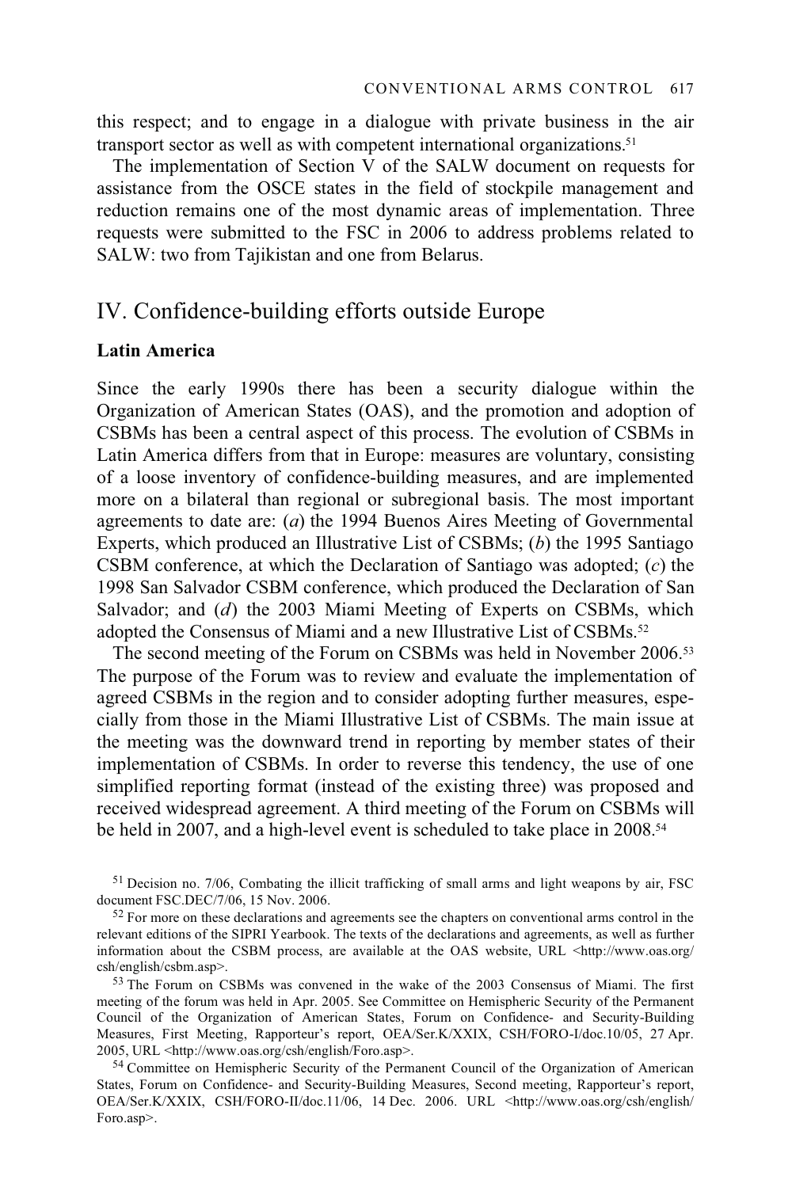this respect; and to engage in a dialogue with private business in the air transport sector as well as with competent international organizations.[51]

The implementation of Section V of the SALW document on requests for assistance from the OSCE states in the field of stockpile management and reduction remains one of the most dynamic areas of implementation. Three requests were submitted to the FSC in 2006 to address problems related to SALW: two from Tajikistan and one from Belarus.

## IV. Confidence-building efforts outside Europe

### Latin America

Since the early 1990s there has been a security dialogue within the Organization of American States (OAS), and the promotion and adoption of CSBMs has been a central aspect of this process. The evolution of CSBMs in Latin America differs from that in Europe: measures are voluntary, consisting of a loose inventory of confidence-building measures, and are implemented more on a bilateral than regional or subregional basis. The most important agreements to date are: (*a*) the 1994 Buenos Aires Meeting of Governmental Experts, which produced an Illustrative List of CSBMs; (*b*) the 1995 Santiago CSBM conference, at which the Declaration of Santiago was adopted; (*c*) the 1998 San Salvador CSBM conference, which produced the Declaration of San Salvador; and (*d*) the 2003 Miami Meeting of Experts on CSBMs, which adopted the Consensus of Miami and a new Illustrative List of CSBMs.[52]

The second meeting of the Forum on CSBMs was held in November 2006.[53] The purpose of the Forum was to review and evaluate the implementation of agreed CSBMs in the region and to consider adopting further measures, especially from those in the Miami Illustrative List of CSBMs. The main issue at the meeting was the downward trend in reporting by member states of their implementation of CSBMs. In order to reverse this tendency, the use of one simplified reporting format (instead of the existing three) was proposed and received widespread agreement. A third meeting of the Forum on CSBMs will be held in 2007, and a high-level event is scheduled to take place in 2008.[54]

---

[51] Decision no. 7/06, Combating the illicit trafficking of small arms and light weapons by air, FSC document FSC.DEC/7/06, 15 Nov. 2006.

[52] For more on these declarations and agreements see the chapters on conventional arms control in the relevant editions of the SIPRI Yearbook. The texts of the declarations and agreements, as well as further information about the CSBM process, are available at the OAS website, URL <http://www.oas.org/csh/english/csbm.asp>.

[53] The Forum on CSBMs was convened in the wake of the 2003 Consensus of Miami. The first meeting of the forum was held in Apr. 2005. See Committee on Hemispheric Security of the Permanent Council of the Organization of American States, Forum on Confidence- and Security-Building Measures, First Meeting, Rapporteur's report, OEA/Ser.K/XXIX, CSH/FORO-I/doc.10/05, 27 Apr. 2005, URL <http://www.oas.org/csh/english/Foro.asp>.

[54] Committee on Hemispheric Security of the Permanent Council of the Organization of American States, Forum on Confidence- and Security-Building Measures, Second meeting, Rapporteur's report, OEA/Ser.K/XXIX, CSH/FORO-II/doc.11/06, 14 Dec. 2006. URL <http://www.oas.org/csh/english/Foro.asp>.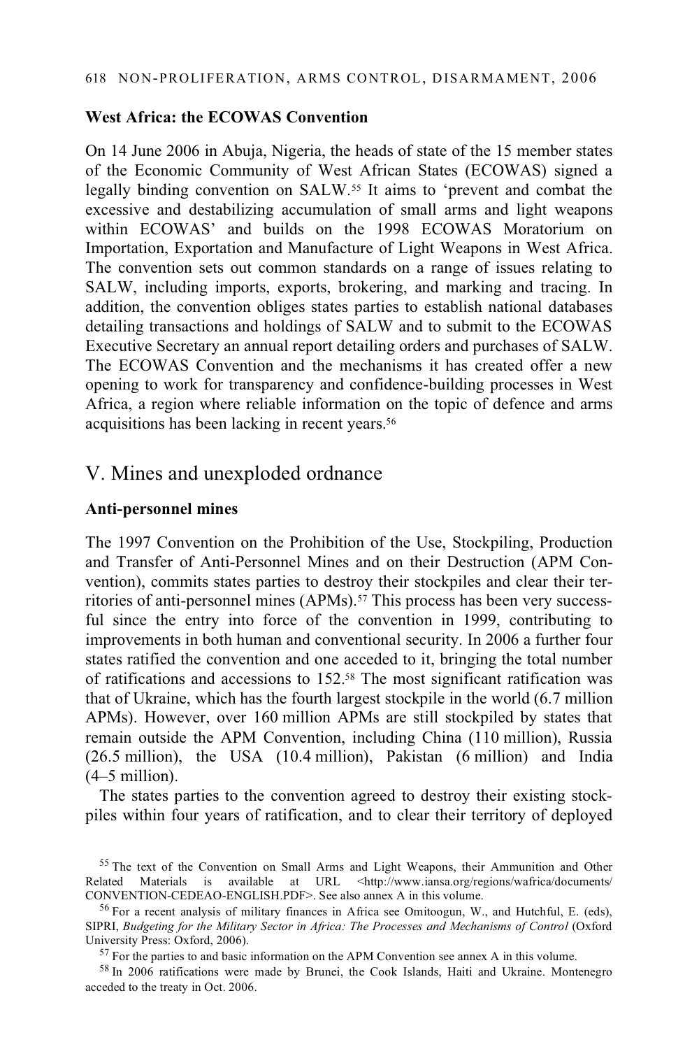### West Africa: the ECOWAS Convention

On 14 June 2006 in Abuja, Nigeria, the heads of state of the 15 member states of the Economic Community of West African States (ECOWAS) signed a legally binding convention on SALW.[55] It aims to 'prevent and combat the excessive and destabilizing accumulation of small arms and light weapons within ECOWAS' and builds on the 1998 ECOWAS Moratorium on Importation, Exportation and Manufacture of Light Weapons in West Africa. The convention sets out common standards on a range of issues relating to SALW, including imports, exports, brokering, and marking and tracing. In addition, the convention obliges states parties to establish national databases detailing transactions and holdings of SALW and to submit to the ECOWAS Executive Secretary an annual report detailing orders and purchases of SALW. The ECOWAS Convention and the mechanisms it has created offer a new opening to work for transparency and confidence-building processes in West Africa, a region where reliable information on the topic of defence and arms acquisitions has been lacking in recent years.[56]

## V. Mines and unexploded ordnance

### Anti-personnel mines

The 1997 Convention on the Prohibition of the Use, Stockpiling, Production and Transfer of Anti-Personnel Mines and on their Destruction (APM Convention), commits states parties to destroy their stockpiles and clear their territories of anti-personnel mines (APMs).[57] This process has been very successful since the entry into force of the convention in 1999, contributing to improvements in both human and conventional security. In 2006 a further four states ratified the convention and one acceded to it, bringing the total number of ratifications and accessions to 152.[58] The most significant ratification was that of Ukraine, which has the fourth largest stockpile in the world (6.7 million APMs). However, over 160 million APMs are still stockpiled by states that remain outside the APM Convention, including China (110 million), Russia (26.5 million), the USA (10.4 million), Pakistan (6 million) and India (4–5 million).

The states parties to the convention agreed to destroy their existing stockpiles within four years of ratification, and to clear their territory of deployed

---

[55] The text of the Convention on Small Arms and Light Weapons, their Ammunition and Other Related Materials is available at URL <http://www.iansa.org/regions/wafrica/documents/CONVENTION-CEDEAO-ENGLISH.PDF>. See also annex A in this volume.

[56] For a recent analysis of military finances in Africa see Omitoogun, W., and Hutchful, E. (eds), SIPRI, *Budgeting for the Military Sector in Africa: The Processes and Mechanisms of Control* (Oxford University Press: Oxford, 2006).

[57] For the parties to and basic information on the APM Convention see annex A in this volume.

[58] In 2006 ratifications were made by Brunei, the Cook Islands, Haiti and Ukraine. Montenegro acceded to the treaty in Oct. 2006.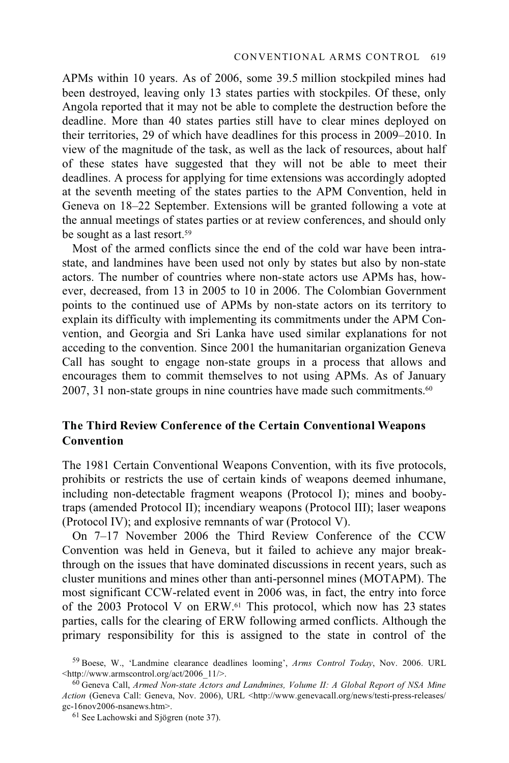APMs within 10 years. As of 2006, some 39.5 million stockpiled mines had been destroyed, leaving only 13 states parties with stockpiles. Of these, only Angola reported that it may not be able to complete the destruction before the deadline. More than 40 states parties still have to clear mines deployed on their territories, 29 of which have deadlines for this process in 2009–2010. In view of the magnitude of the task, as well as the lack of resources, about half of these states have suggested that they will not be able to meet their deadlines. A process for applying for time extensions was accordingly adopted at the seventh meeting of the states parties to the APM Convention, held in Geneva on 18–22 September. Extensions will be granted following a vote at the annual meetings of states parties or at review conferences, and should only be sought as a last resort.[59]

Most of the armed conflicts since the end of the cold war have been intra-state, and landmines have been used not only by states but also by non-state actors. The number of countries where non-state actors use APMs has, however, decreased, from 13 in 2005 to 10 in 2006. The Colombian Government points to the continued use of APMs by non-state actors on its territory to explain its difficulty with implementing its commitments under the APM Convention, and Georgia and Sri Lanka have used similar explanations for not acceding to the convention. Since 2001 the humanitarian organization Geneva Call has sought to engage non-state groups in a process that allows and encourages them to commit themselves to not using APMs. As of January 2007, 31 non-state groups in nine countries have made such commitments.[60]

### The Third Review Conference of the Certain Conventional Weapons Convention

The 1981 Certain Conventional Weapons Convention, with its five protocols, prohibits or restricts the use of certain kinds of weapons deemed inhumane, including non-detectable fragment weapons (Protocol I); mines and booby-traps (amended Protocol II); incendiary weapons (Protocol III); laser weapons (Protocol IV); and explosive remnants of war (Protocol V).

On 7–17 November 2006 the Third Review Conference of the CCW Convention was held in Geneva, but it failed to achieve any major breakthrough on the issues that have dominated discussions in recent years, such as cluster munitions and mines other than anti-personnel mines (MOTAPM). The most significant CCW-related event in 2006 was, in fact, the entry into force of the 2003 Protocol V on ERW.[61] This protocol, which now has 23 states parties, calls for the clearing of ERW following armed conflicts. Although the primary responsibility for this is assigned to the state in control of the

---

[59] Boese, W., 'Landmine clearance deadlines looming', *Arms Control Today*, Nov. 2006. URL <http://www.armscontrol.org/act/2006_11/>.

[60] Geneva Call, *Armed Non-state Actors and Landmines, Volume II: A Global Report of NSA Mine Action* (Geneva Call: Geneva, Nov. 2006), URL <http://www.genevacall.org/news/testi-press-releases/gc-16nov2006-nsanews.htm>.

[61] See Lachowski and Sjögren (note 37).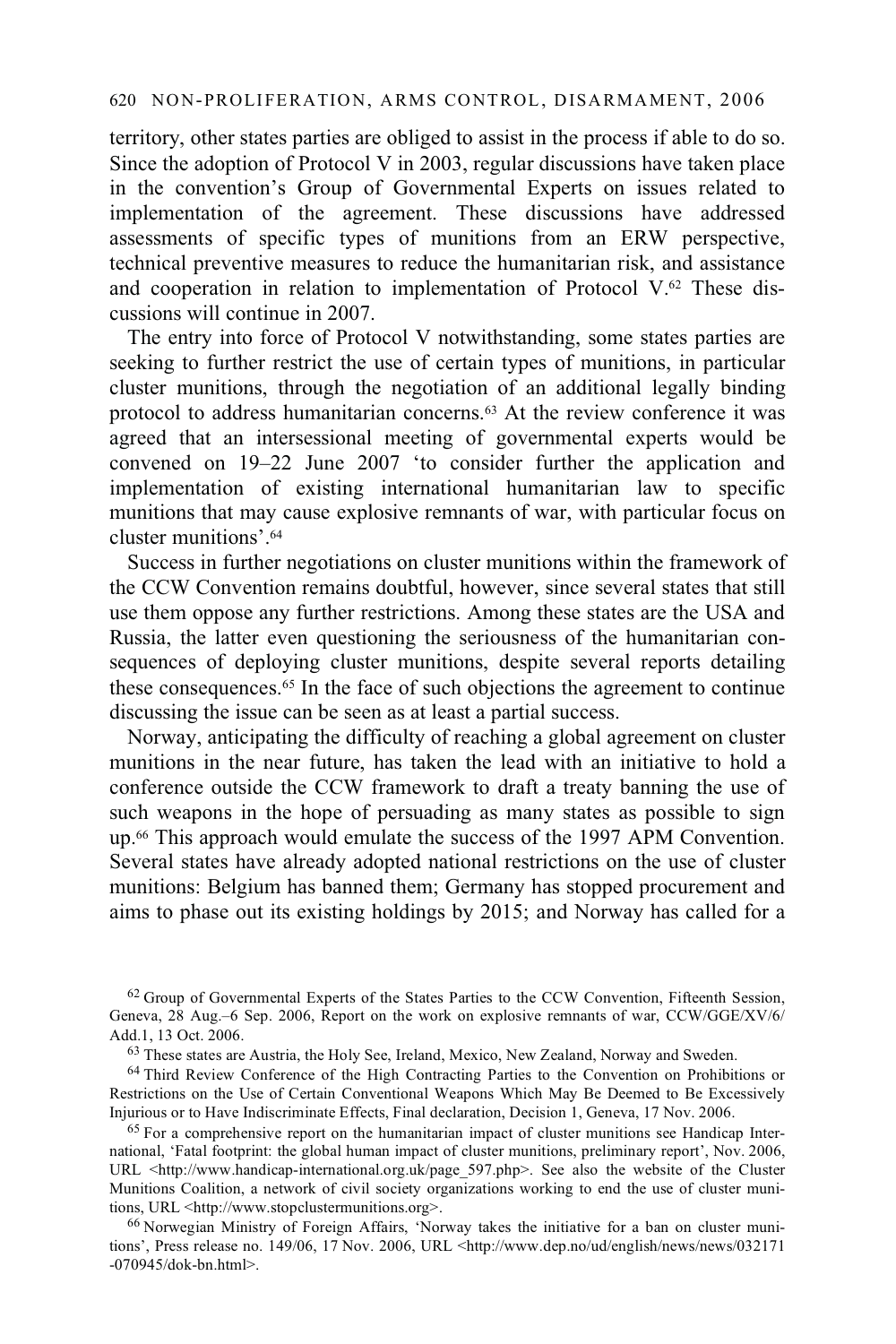territory, other states parties are obliged to assist in the process if able to do so. Since the adoption of Protocol V in 2003, regular discussions have taken place in the convention's Group of Governmental Experts on issues related to implementation of the agreement. These discussions have addressed assessments of specific types of munitions from an ERW perspective, technical preventive measures to reduce the humanitarian risk, and assistance and cooperation in relation to implementation of Protocol V.[62] These discussions will continue in 2007.

The entry into force of Protocol V notwithstanding, some states parties are seeking to further restrict the use of certain types of munitions, in particular cluster munitions, through the negotiation of an additional legally binding protocol to address humanitarian concerns.[63] At the review conference it was agreed that an intersessional meeting of governmental experts would be convened on 19–22 June 2007 'to consider further the application and implementation of existing international humanitarian law to specific munitions that may cause explosive remnants of war, with particular focus on cluster munitions'.[64]

Success in further negotiations on cluster munitions within the framework of the CCW Convention remains doubtful, however, since several states that still use them oppose any further restrictions. Among these states are the USA and Russia, the latter even questioning the seriousness of the humanitarian consequences of deploying cluster munitions, despite several reports detailing these consequences.[65] In the face of such objections the agreement to continue discussing the issue can be seen as at least a partial success.

Norway, anticipating the difficulty of reaching a global agreement on cluster munitions in the near future, has taken the lead with an initiative to hold a conference outside the CCW framework to draft a treaty banning the use of such weapons in the hope of persuading as many states as possible to sign up.[66] This approach would emulate the success of the 1997 APM Convention. Several states have already adopted national restrictions on the use of cluster munitions: Belgium has banned them; Germany has stopped procurement and aims to phase out its existing holdings by 2015; and Norway has called for a

---

[62] Group of Governmental Experts of the States Parties to the CCW Convention, Fifteenth Session, Geneva, 28 Aug.–6 Sep. 2006, Report on the work on explosive remnants of war, CCW/GGE/XV/6/Add.1, 13 Oct. 2006.

[63] These states are Austria, the Holy See, Ireland, Mexico, New Zealand, Norway and Sweden.

[64] Third Review Conference of the High Contracting Parties to the Convention on Prohibitions or Restrictions on the Use of Certain Conventional Weapons Which May Be Deemed to Be Excessively Injurious or to Have Indiscriminate Effects, Final declaration, Decision 1, Geneva, 17 Nov. 2006.

[65] For a comprehensive report on the humanitarian impact of cluster munitions see Handicap International, 'Fatal footprint: the global human impact of cluster munitions, preliminary report', Nov. 2006, URL <http://www.handicap-international.org.uk/page_597.php>. See also the website of the Cluster Munitions Coalition, a network of civil society organizations working to end the use of cluster munitions, URL <http://www.stopclustermunitions.org>.

[66] Norwegian Ministry of Foreign Affairs, 'Norway takes the initiative for a ban on cluster munitions', Press release no. 149/06, 17 Nov. 2006, URL <http://www.dep.no/ud/english/news/news/032171-070945/dok-bn.html>.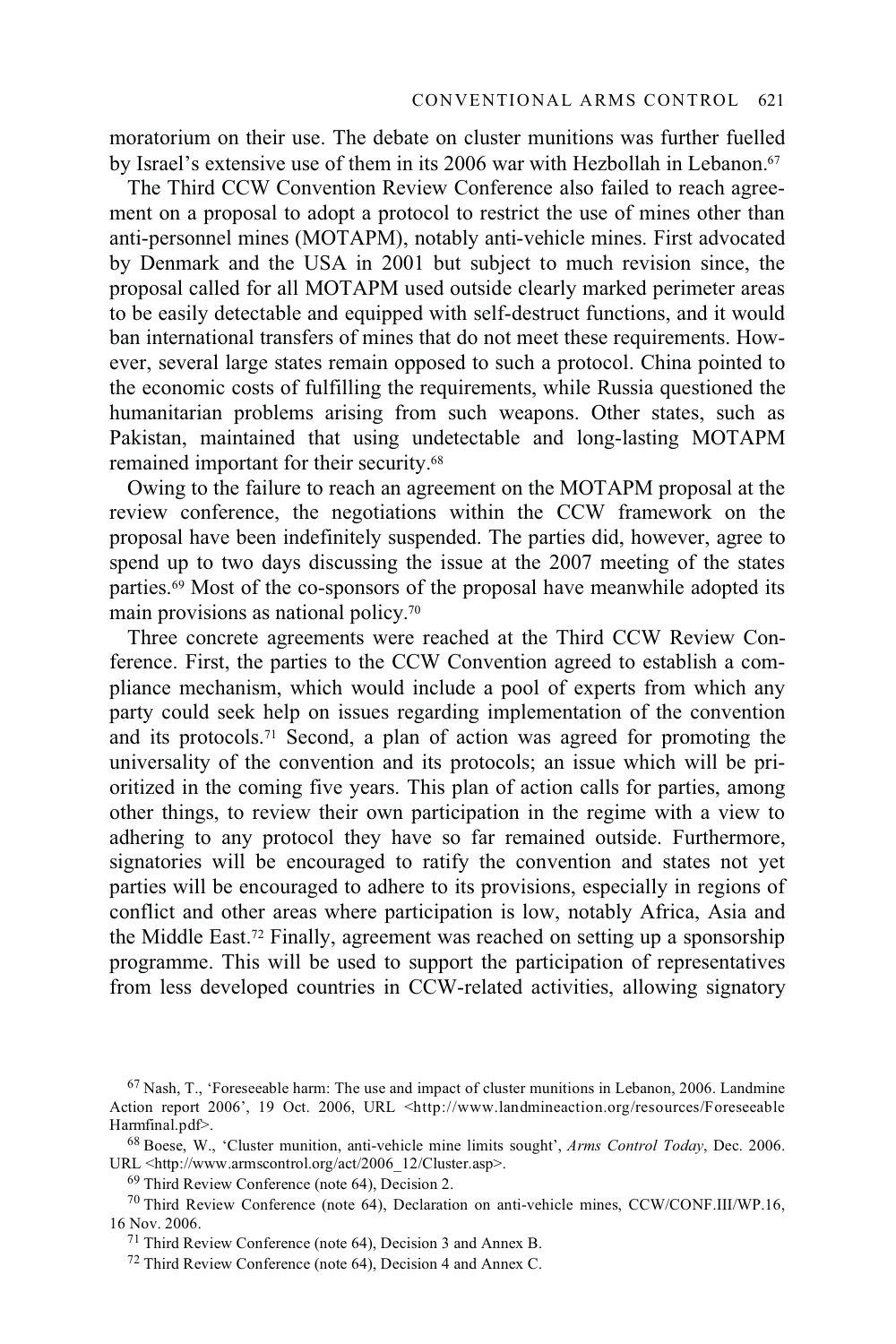moratorium on their use. The debate on cluster munitions was further fuelled by Israel's extensive use of them in its 2006 war with Hezbollah in Lebanon.[67]

The Third CCW Convention Review Conference also failed to reach agreement on a proposal to adopt a protocol to restrict the use of mines other than anti-personnel mines (MOTAPM), notably anti-vehicle mines. First advocated by Denmark and the USA in 2001 but subject to much revision since, the proposal called for all MOTAPM used outside clearly marked perimeter areas to be easily detectable and equipped with self-destruct functions, and it would ban international transfers of mines that do not meet these requirements. However, several large states remain opposed to such a protocol. China pointed to the economic costs of fulfilling the requirements, while Russia questioned the humanitarian problems arising from such weapons. Other states, such as Pakistan, maintained that using undetectable and long-lasting MOTAPM remained important for their security.[68]

Owing to the failure to reach an agreement on the MOTAPM proposal at the review conference, the negotiations within the CCW framework on the proposal have been indefinitely suspended. The parties did, however, agree to spend up to two days discussing the issue at the 2007 meeting of the states parties.[69] Most of the co-sponsors of the proposal have meanwhile adopted its main provisions as national policy.[70]

Three concrete agreements were reached at the Third CCW Review Conference. First, the parties to the CCW Convention agreed to establish a compliance mechanism, which would include a pool of experts from which any party could seek help on issues regarding implementation of the convention and its protocols.[71] Second, a plan of action was agreed for promoting the universality of the convention and its protocols; an issue which will be prioritized in the coming five years. This plan of action calls for parties, among other things, to review their own participation in the regime with a view to adhering to any protocol they have so far remained outside. Furthermore, signatories will be encouraged to ratify the convention and states not yet parties will be encouraged to adhere to its provisions, especially in regions of conflict and other areas where participation is low, notably Africa, Asia and the Middle East.[72] Finally, agreement was reached on setting up a sponsorship programme. This will be used to support the participation of representatives from less developed countries in CCW-related activities, allowing signatory

[67] Nash, T., 'Foreseeable harm: The use and impact of cluster munitions in Lebanon, 2006. Landmine Action report 2006', 19 Oct. 2006, URL <http://www.landmineaction.org/resources/ForeseeableHarmfinal.pdf>.

[68] Boese, W., 'Cluster munition, anti-vehicle mine limits sought', *Arms Control Today*, Dec. 2006. URL <http://www.armscontrol.org/act/2006_12/Cluster.asp>.

[69] Third Review Conference (note 64), Decision 2.

[70] Third Review Conference (note 64), Declaration on anti-vehicle mines, CCW/CONF.III/WP.16, 16 Nov. 2006.

[71] Third Review Conference (note 64), Decision 3 and Annex B.

[72] Third Review Conference (note 64), Decision 4 and Annex C.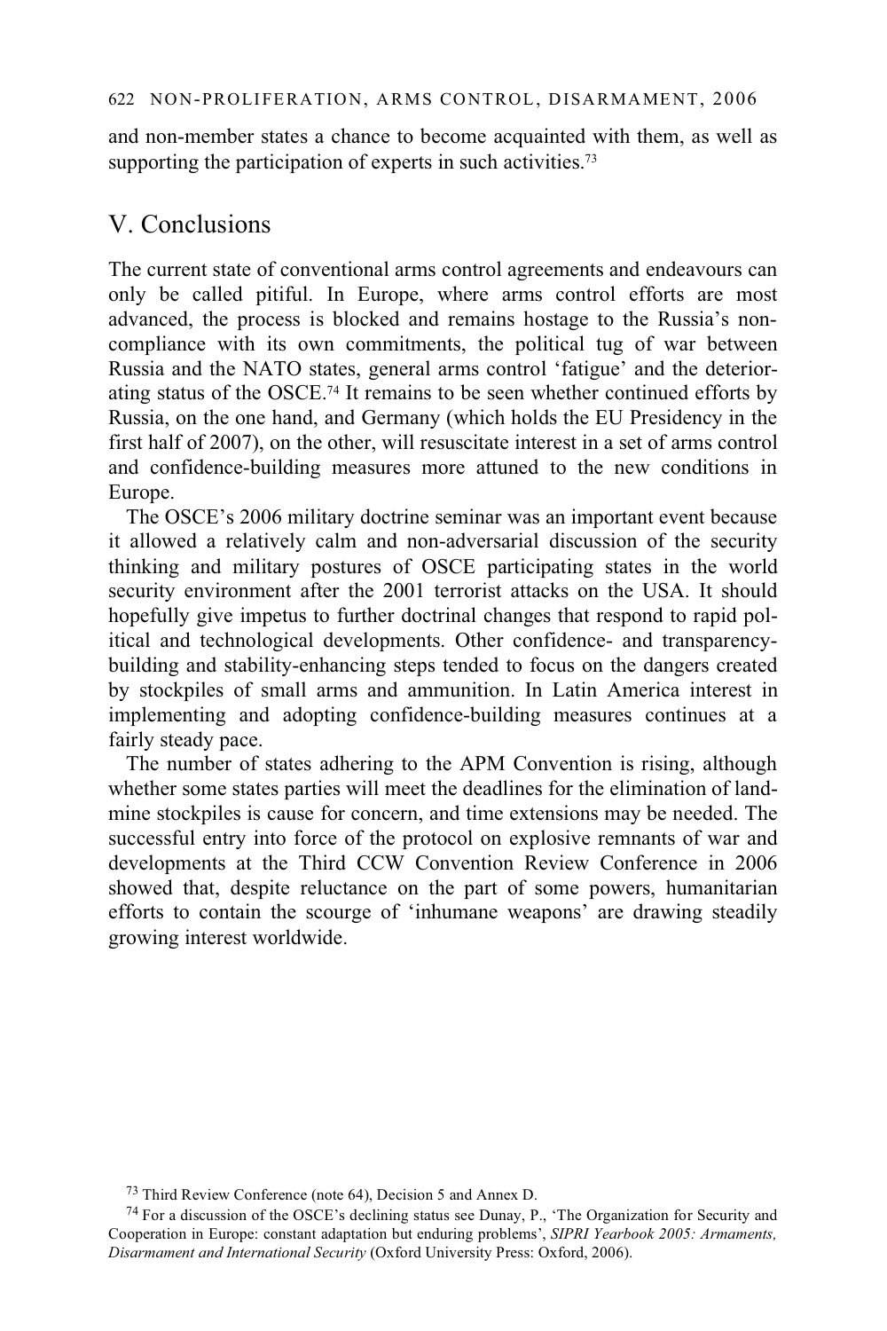and non-member states a chance to become acquainted with them, as well as supporting the participation of experts in such activities.[73]

## V. Conclusions

The current state of conventional arms control agreements and endeavours can only be called pitiful. In Europe, where arms control efforts are most advanced, the process is blocked and remains hostage to the Russia's non-compliance with its own commitments, the political tug of war between Russia and the NATO states, general arms control 'fatigue' and the deteriorating status of the OSCE.[74] It remains to be seen whether continued efforts by Russia, on the one hand, and Germany (which holds the EU Presidency in the first half of 2007), on the other, will resuscitate interest in a set of arms control and confidence-building measures more attuned to the new conditions in Europe.

The OSCE's 2006 military doctrine seminar was an important event because it allowed a relatively calm and non-adversarial discussion of the security thinking and military postures of OSCE participating states in the world security environment after the 2001 terrorist attacks on the USA. It should hopefully give impetus to further doctrinal changes that respond to rapid political and technological developments. Other confidence- and transparency-building and stability-enhancing steps tended to focus on the dangers created by stockpiles of small arms and ammunition. In Latin America interest in implementing and adopting confidence-building measures continues at a fairly steady pace.

The number of states adhering to the APM Convention is rising, although whether some states parties will meet the deadlines for the elimination of landmine stockpiles is cause for concern, and time extensions may be needed. The successful entry into force of the protocol on explosive remnants of war and developments at the Third CCW Convention Review Conference in 2006 showed that, despite reluctance on the part of some powers, humanitarian efforts to contain the scourge of 'inhumane weapons' are drawing steadily growing interest worldwide.

[73] Third Review Conference (note 64), Decision 5 and Annex D.

[74] For a discussion of the OSCE's declining status see Dunay, P., 'The Organization for Security and Cooperation in Europe: constant adaptation but enduring problems', *SIPRI Yearbook 2005: Armaments, Disarmament and International Security* (Oxford University Press: Oxford, 2006).